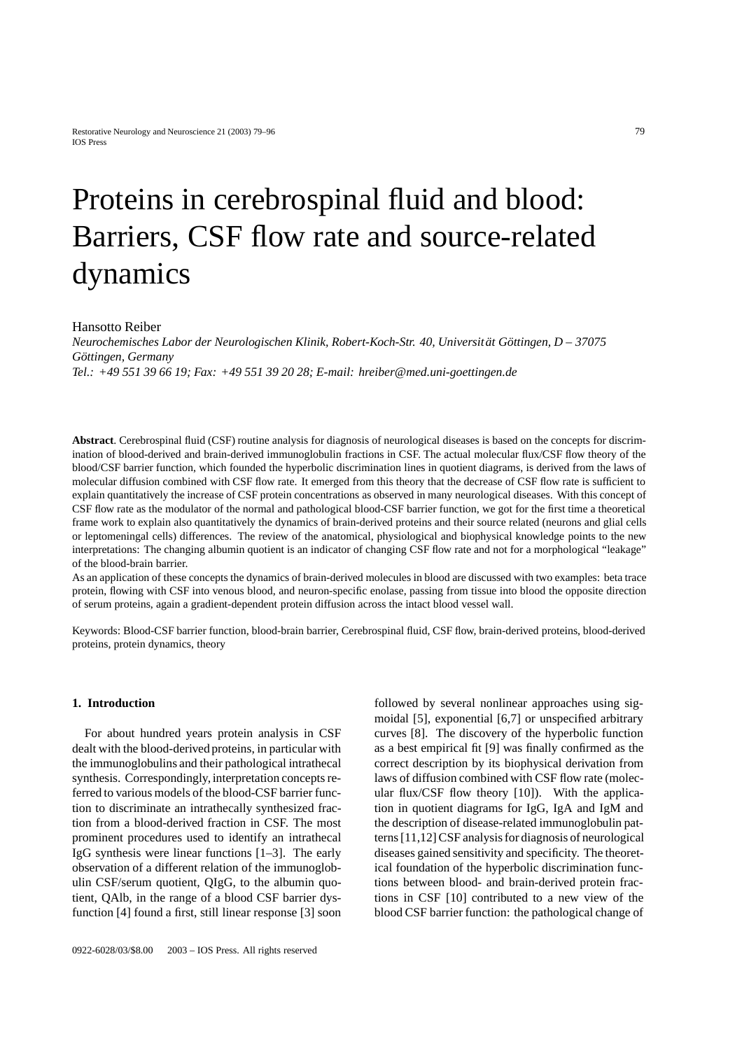# Proteins in cerebrospinal fluid and blood: Barriers, CSF flow rate and source-related dynamics

Hansotto Reiber

*Neurochemisches Labor der Neurologischen Klinik, Robert-Koch-Str. 40, Universität Göttingen, D – 37075 Göttingen, Germany*

*Tel.: +49 551 39 66 19; Fax: +49 551 39 20 28; E-mail: hreiber@med.uni-goettingen.de*

**Abstract**. Cerebrospinal fluid (CSF) routine analysis for diagnosis of neurological diseases is based on the concepts for discrimination of blood-derived and brain-derived immunoglobulin fractions in CSF. The actual molecular flux/CSF flow theory of the blood/CSF barrier function, which founded the hyperbolic discrimination lines in quotient diagrams, is derived from the laws of molecular diffusion combined with CSF flow rate. It emerged from this theory that the decrease of CSF flow rate is sufficient to explain quantitatively the increase of CSF protein concentrations as observed in many neurological diseases. With this concept of CSF flow rate as the modulator of the normal and pathological blood-CSF barrier function, we got for the first time a theoretical frame work to explain also quantitatively the dynamics of brain-derived proteins and their source related (neurons and glial cells or leptomeningeal cells) differences. The review of the anatomical, physiological and biophysical knowledge points to the new interpretations: The changing albumin quotient is an indicator of changing CSF flow rate and not for a morphological "leakage" of the blood-brain barrier.

As an application of these concepts the dynamics of brain-derived molecules in blood are discussed with two examples: beta trace protein, flowing with CSF into venous blood, and neuron-specific enolase, passing from tissue into blood the opposite direction of serum proteins, again a gradient-dependent protein diffusion across the intact blood vessel wall.

Keywords: Blood-CSF barrier function, blood-brain barrier, Cerebrospinal fluid, CSF flow, brain-derived proteins, blood-derived proteins, protein dynamics, theory

## 1. Introduction

For about hundred years protein analysis in CSF dealt with the blood-derived proteins, in particular with the immunoglobulins and their pathological intrathecal synthesis. Correspondingly, interpretation concepts referred to various models of the blood-CSF barrier function to discriminate an intrathecally synthesized fraction from a blood-derived fraction in CSF. The most prominent procedures used to identify an intrathecal IgG synthesis were linear functions [1–3]. The early observation of a different relation of the immunoglobulin CSF/serum quotient, QIgG, to the albumin quotient, QAlb, in the range of a blood CSF barrier dysfunction [4] found a first, still linear response [3] soon followed by several nonlinear approaches using sigmoidal [5], exponential [6,7] or unspecified arbitrary curves [8]. The discovery of the hyperbolic function as a best empirical fit [9] was finally confirmed as the correct description by its biophysical derivation from laws of diffusion combined with CSF flow rate (molecular flux/CSF flow theory [10]). With the application in quotient diagrams for IgG, IgA and IgM and the description of disease-related immunoglobulin patterns [11,12] CSF analysis for diagnosis of neurological diseases gained sensitivity and specificity. The theoretical foundation of the hyperbolic discrimination functions between blood- and brain-derived protein fractions in CSF [10] contributed to a new view of the blood CSF barrier function: the pathological change of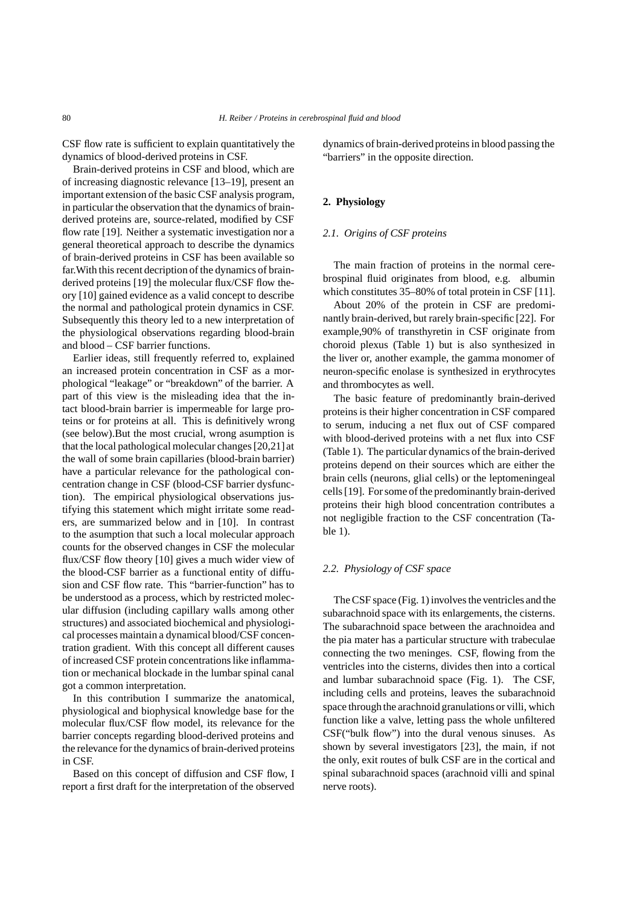CSF flow rate is sufficient to explain quantitatively the dynamics of blood-derived proteins in CSF.

Brain-derived proteins in CSF and blood, which are of increasing diagnostic relevance [13–19], present an important extension of the basic CSF analysis program, in particular the observation that the dynamics of brain-derived proteins are, source-related, modified by CSF flow rate [19]. Neither a systematic investigation nor a general theoretical approach to describe the dynamics of brain-derived proteins in CSF has been available so far.With this recent decription of the dynamics of brain-derived proteins [19] the molecular flux/CSF flow theory [10] gained evidence as a valid concept to describe the normal and pathological protein dynamics in CSF. Subsequently this theory led to a new interpretation of the physiological observations regarding blood-brain and blood – CSF barrier functions.

Earlier ideas, still frequently referred to, explained an increased protein concentration in CSF as a morphological "leakage" or "breakdown" of the barrier. A part of this view is the misleading idea that the intact blood-brain barrier is impermeable for large proteins or for proteins at all. This is definitively wrong (see below).But the most crucial, wrong asumption is that the local pathological molecular changes [20,21] at the wall of some brain capillaries (blood-brain barrier) have a particular relevance for the pathological concentration change in CSF (blood-CSF barrier dysfunction). The empirical physiological observations justifying this statement which might irritate some readers, are summarized below and in [10]. In contrast to the asumption that such a local molecular approach counts for the observed changes in CSF the molecular flux/CSF flow theory [10] gives a much wider view of the blood-CSF barrier as a functional entity of diffusion and CSF flow rate. This "barrier-function" has to be understood as a process, which by restricted molecular diffusion (including capillary walls among other structures) and associated biochemical and physiological processes maintain a dynamical blood/CSF concentration gradient. With this concept all different causes of increased CSF protein concentrations like inflammation or mechanical blockade in the lumbar spinal canal got a common interpretation.

In this contribution I summarize the anatomical, physiological and biophysical knowledge base for the molecular flux/CSF flow model, its relevance for the barrier concepts regarding blood-derived proteins and the relevance for the dynamics of brain-derived proteins in CSF.

Based on this concept of diffusion and CSF flow, I report a first draft for the interpretation of the observed dynamics of brain-derived proteins in blood passing the "barriers" in the opposite direction.

## 2. Physiology

### *2.1. Origins of CSF proteins*

The main fraction of proteins in the normal cerebrospinal fluid originates from blood, e.g. albumin which constitutes 35–80% of total protein in CSF [11].

About 20% of the protein in CSF are predominantly brain-derived, but rarely brain-specific [22]. For example,90% of transthyretin in CSF originate from choroid plexus (Table 1) but is also synthesized in the liver or, another example, the gamma monomer of neuron-specific enolase is synthesized in erythrocytes and thrombocytes as well.

The basic feature of predominantly brain-derived proteins is their higher concentration in CSF compared to serum, inducing a net flux out of CSF compared with blood-derived proteins with a net flux into CSF (Table 1). The particular dynamics of the brain-derived proteins depend on their sources which are either the brain cells (neurons, glial cells) or the leptomeningeal cells [19]. For some of the predominantly brain-derived proteins their high blood concentration contributes a not negligible fraction to the CSF concentration (Table 1).

### *2.2. Physiology of CSF space*

The CSF space (Fig. 1) involves the ventricles and the subarachnoid space with its enlargements, the cisterns. The subarachnoid space between the arachnoidea and the pia mater has a particular structure with trabeculae connecting the two meninges. CSF, flowing from the ventricles into the cisterns, divides then into a cortical and lumbar subarachnoid space (Fig. 1). The CSF, including cells and proteins, leaves the subarachnoid space through the arachnoid granulations or villi, which function like a valve, letting pass the whole unfiltered CSF("bulk flow") into the dural venous sinuses. As shown by several investigators [23], the main, if not the only, exit routes of bulk CSF are in the cortical and spinal subarachnoid spaces (arachnoid villi and spinal nerve roots).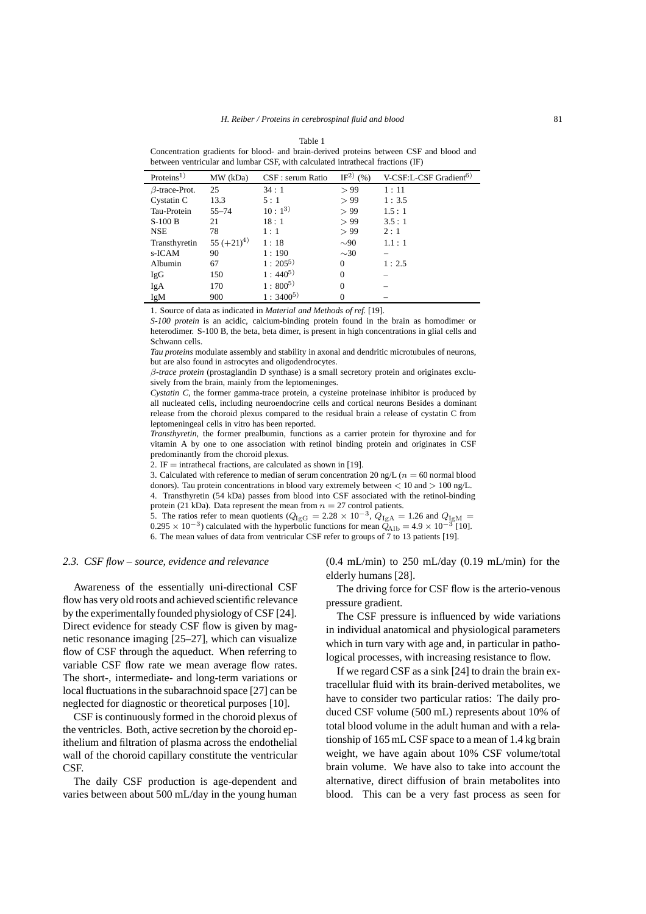Table 1

Concentration gradients for blood- and brain-derived proteins between CSF and blood and between ventricular and lumbar CSF, with calculated intrathecal fractions (IF)

| Proteins[1] | MW (kDa) | CSF : serum Ratio | IF[2] (%) | V-CSF:L-CSF Gradient[6] |
|---|---|---|---|---|
| $\beta$-trace-Prot. | 25 | 34 : 1 | > 99 | 1 : 11 |
| Cystatin C | 13.3 | 5 : 1 | > 99 | 1 : 3.5 |
| Tau-Protein | 55–74 | 10 : 1[3] | > 99 | 1.5 : 1 |
| S-100 B | 21 | 18 : 1 | > 99 | 3.5 : 1 |
| NSE | 78 | 1 : 1 | > 99 | 2 : 1 |
| Transthyretin | 55 (+21)[4] | 1 : 18 | ∼90 | 1.1 : 1 |
| s-ICAM | 90 | 1 : 190 | ∼30 | – |
| Albumin | 67 | 1 : 205[5] | 0 | 1 : 2.5 |
| IgG | 150 | 1 : 440[5] | 0 | – |
| IgA | 170 | 1 : 800[5] | 0 | – |
| IgM | 900 | 1 : 3400[5] | 0 | – |

1. Source of data as indicated in *Material and Methods of ref.* [19].

*S-100 protein* is an acidic, calcium-binding protein found in the brain as homodimer or heterodimer. S-100 B, the beta, beta dimer, is present in high concentrations in glial cells and Schwann cells.

*Tau proteins* modulate assembly and stability in axonal and dendritic microtubules of neurons, but are also found in astrocytes and oligodendrocytes.

*$\beta$-trace protein* (prostaglandin D synthase) is a small secretory protein and originates exclusively from the brain, mainly from the leptomeninges.

*Cystatin C*, the former gamma-trace protein, a cysteine proteinase inhibitor is produced by all nucleated cells, including neuroendocrine cells and cortical neurons Besides a dominant release from the choroid plexus compared to the residual brain a release of cystatin C from leptomeningeal cells in vitro has been reported.

*Transthyretin*, the former prealbumin, functions as a carrier protein for thyroxine and for vitamin A by one to one association with retinol binding protein and originates in CSF predominantly from the choroid plexus.

2. IF = intrathecal fractions, are calculated as shown in [19].

3. Calculated with reference to median of serum concentration 20 ng/L ($n = 60$ normal blood donors). Tau protein concentrations in blood vary extremely between < 10 and > 100 ng/L.

4. Transthyretin (54 kDa) passes from blood into CSF associated with the retinol-binding protein (21 kDa). Data represent the mean from $n = 27$ control patients.

5. The ratios refer to mean quotients ($Q_{\mathrm{IgG}} = 2.28 \times 10^{-3}$, $Q_{\mathrm{IgA}} = 1.26$ and $Q_{\mathrm{IgM}} = 0.295 \times 10^{-3}$) calculated with the hyperbolic functions for mean $Q_{\mathrm{Alb}} = 4.9 \times 10^{-3}$ [10].

6. The mean values of data from ventricular CSF refer to groups of 7 to 13 patients [19].

### 2.3. *CSF flow – source, evidence and relevance*

Awareness of the essentially uni-directional CSF flow has very old roots and achieved scientific relevance by the experimentally founded physiology of CSF [24]. Direct evidence for steady CSF flow is given by magnetic resonance imaging [25–27], which can visualize flow of CSF through the aqueduct. When referring to variable CSF flow rate we mean average flow rates. The short-, intermediate- and long-term variations or local fluctuations in the subarachnoid space [27] can be neglected for diagnostic or theoretical purposes [10].

CSF is continuously formed in the choroid plexus of the ventricles. Both, active secretion by the choroid epithelium and filtration of plasma across the endothelial wall of the choroid capillary constitute the ventricular CSF.

The daily CSF production is age-dependent and varies between about 500 mL/day in the young human (0.4 mL/min) to 250 mL/day (0.19 mL/min) for the elderly humans [28].

The driving force for CSF flow is the arterio-venous pressure gradient.

The CSF pressure is influenced by wide variations in individual anatomical and physiological parameters which in turn vary with age and, in particular in pathological processes, with increasing resistance to flow.

If we regard CSF as a sink [24] to drain the brain extracellular fluid with its brain-derived metabolites, we have to consider two particular ratios: The daily produced CSF volume (500 mL) represents about 10% of total blood volume in the adult human and with a relationship of 165 mL CSF space to a mean of 1.4 kg brain weight, we have again about 10% CSF volume/total brain volume. We have also to take into account the alternative, direct diffusion of brain metabolites into blood. This can be a very fast process as seen for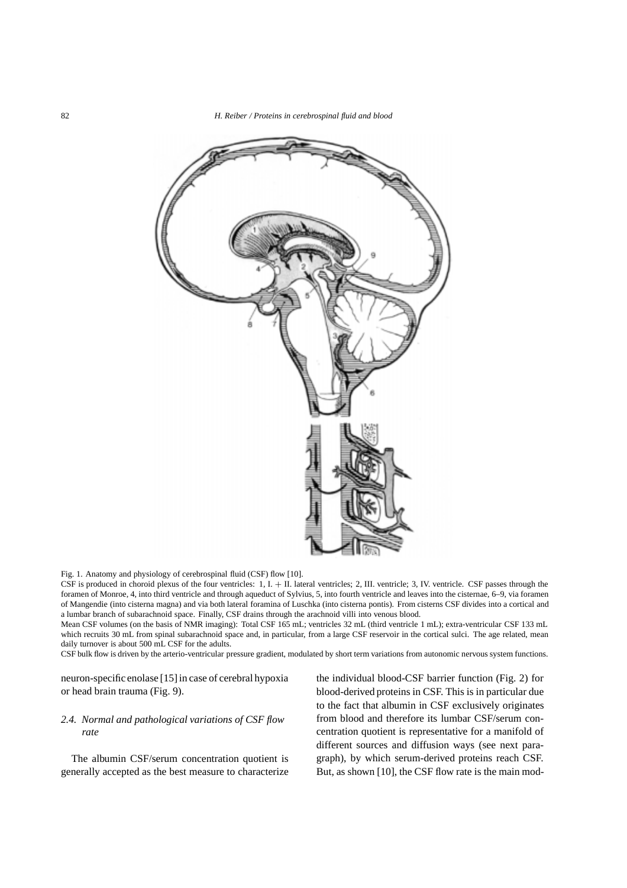Fig. 1. Anatomy and physiology of cerebrospinal fluid (CSF) flow [10].

CSF is produced in choroid plexus of the four ventricles: 1, I. + II. lateral ventricles; 2, III. ventricle; 3, IV. ventricle. CSF passes through the foramen of Monroe, 4, into third ventricle and through aqueduct of Sylvius, 5, into fourth ventricle and leaves into the cisternae, 6–9, via foramen of Mangendie (into cisterna magna) and via both lateral foramina of Luschka (into cisterna pontis). From cisterns CSF divides into a cortical and a lumbar branch of subarachnoid space. Finally, CSF drains through the arachnoid villi into venous blood.

Mean CSF volumes (on the basis of NMR imaging): Total CSF 165 mL; ventricles 32 mL (third ventricle 1 mL); extra-ventricular CSF 133 mL which recruits 30 mL from spinal subarachnoid space and, in particular, from a large CSF reservoir in the cortical sulci. The age related, mean daily turnover is about 500 mL CSF for the adults.

CSF bulk flow is driven by the arterio-ventricular pressure gradient, modulated by short term variations from autonomic nervous system functions.

neuron-specific enolase [15] in case of cerebral hypoxia or head brain trauma (Fig. 9).

### *2.4. Normal and pathological variations of CSF flow rate*

The albumin CSF/serum concentration quotient is generally accepted as the best measure to characterize the individual blood-CSF barrier function (Fig. 2) for blood-derived proteins in CSF. This is in particular due to the fact that albumin in CSF exclusively originates from blood and therefore its lumbar CSF/serum concentration quotient is representative for a manifold of different sources and diffusion ways (see next paragraph), by which serum-derived proteins reach CSF. But, as shown [10], the CSF flow rate is the main mod-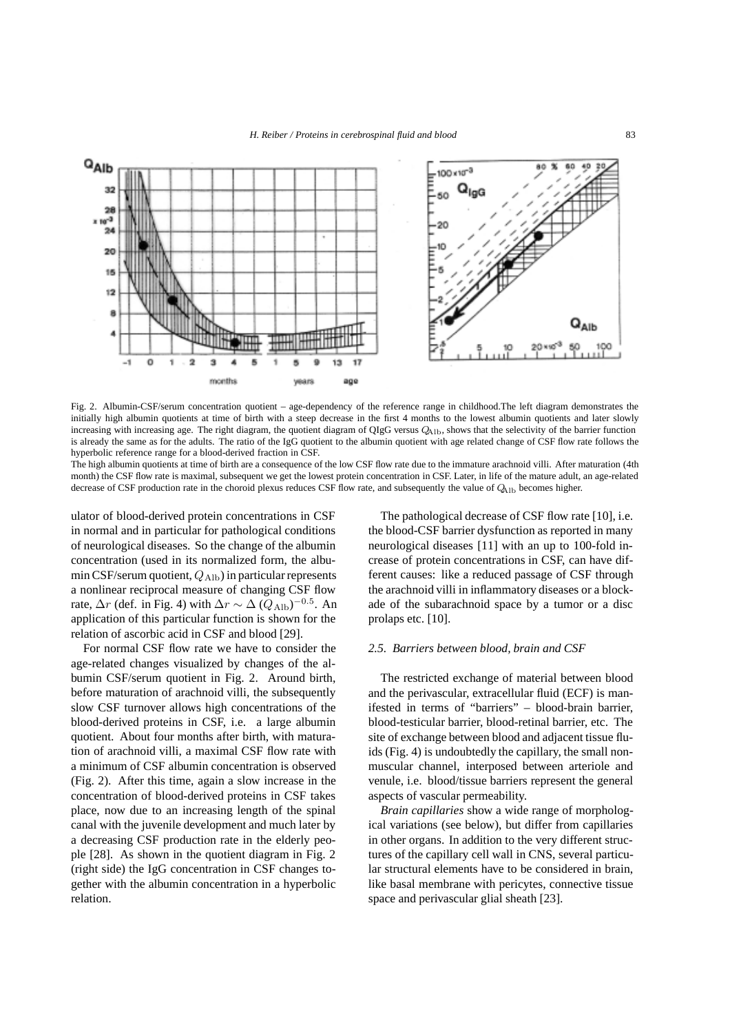Fig. 2. Albumin-CSF/serum concentration quotient – age-dependency of the reference range in childhood.The left diagram demonstrates the initially high albumin quotients at time of birth with a steep decrease in the first 4 months to the lowest albumin quotients and later slowly increasing with increasing age. The right diagram, the quotient diagram of QIgG versus $Q_{\rm Alb}$, shows that the selectivity of the barrier function is already the same as for the adults. The ratio of the IgG quotient to the albumin quotient with age related change of CSF flow rate follows the hyperbolic reference range for a blood-derived fraction in CSF.

The high albumin quotients at time of birth are a consequence of the low CSF flow rate due to the immature arachnoid villi. After maturation (4th month) the CSF flow rate is maximal, subsequent we get the lowest protein concentration in CSF. Later, in life of the mature adult, an age-related decrease of CSF production rate in the choroid plexus reduces CSF flow rate, and subsequently the value of $Q_{\rm Alb}$ becomes higher.

ulator of blood-derived protein concentrations in CSF in normal and in particular for pathological conditions of neurological diseases. So the change of the albumin concentration (used in its normalized form, the albumin CSF/serum quotient, $Q_{\rm Alb}$) in particular represents a nonlinear reciprocal measure of changing CSF flow rate, $\Delta r$ (def. in Fig. 4) with $\Delta r \sim \Delta\,(Q_{\rm Alb})^{-0.5}$. An application of this particular function is shown for the relation of ascorbic acid in CSF and blood [29].

For normal CSF flow rate we have to consider the age-related changes visualized by changes of the albumin CSF/serum quotient in Fig. 2. Around birth, before maturation of arachnoid villi, the subsequently slow CSF turnover allows high concentrations of the blood-derived proteins in CSF, i.e. a large albumin quotient. About four months after birth, with maturation of arachnoid villi, a maximal CSF flow rate with a minimum of CSF albumin concentration is observed (Fig. 2). After this time, again a slow increase in the concentration of blood-derived proteins in CSF takes place, now due to an increasing length of the spinal canal with the juvenile development and much later by a decreasing CSF production rate in the elderly people [28]. As shown in the quotient diagram in Fig. 2 (right side) the IgG concentration in CSF changes together with the albumin concentration in a hyperbolic relation.

The pathological decrease of CSF flow rate [10], i.e. the blood-CSF barrier dysfunction as reported in many neurological diseases [11] with an up to 100-fold increase of protein concentrations in CSF, can have different causes: like a reduced passage of CSF through the arachnoid villi in inflammatory diseases or a blockade of the subarachnoid space by a tumor or a disc prolaps etc. [10].

### *2.5. Barriers between blood, brain and CSF*

The restricted exchange of material between blood and the perivascular, extracellular fluid (ECF) is manifested in terms of "barriers" – blood-brain barrier, blood-testicular barrier, blood-retinal barrier, etc. The site of exchange between blood and adjacent tissue fluids (Fig. 4) is undoubtedly the capillary, the small non-muscular channel, interposed between arteriole and venule, i.e. blood/tissue barriers represent the general aspects of vascular permeability.

*Brain capillaries* show a wide range of morphological variations (see below), but differ from capillaries in other organs. In addition to the very different structures of the capillary cell wall in CNS, several particular structural elements have to be considered in brain, like basal membrane with pericytes, connective tissue space and perivascular glial sheath [23].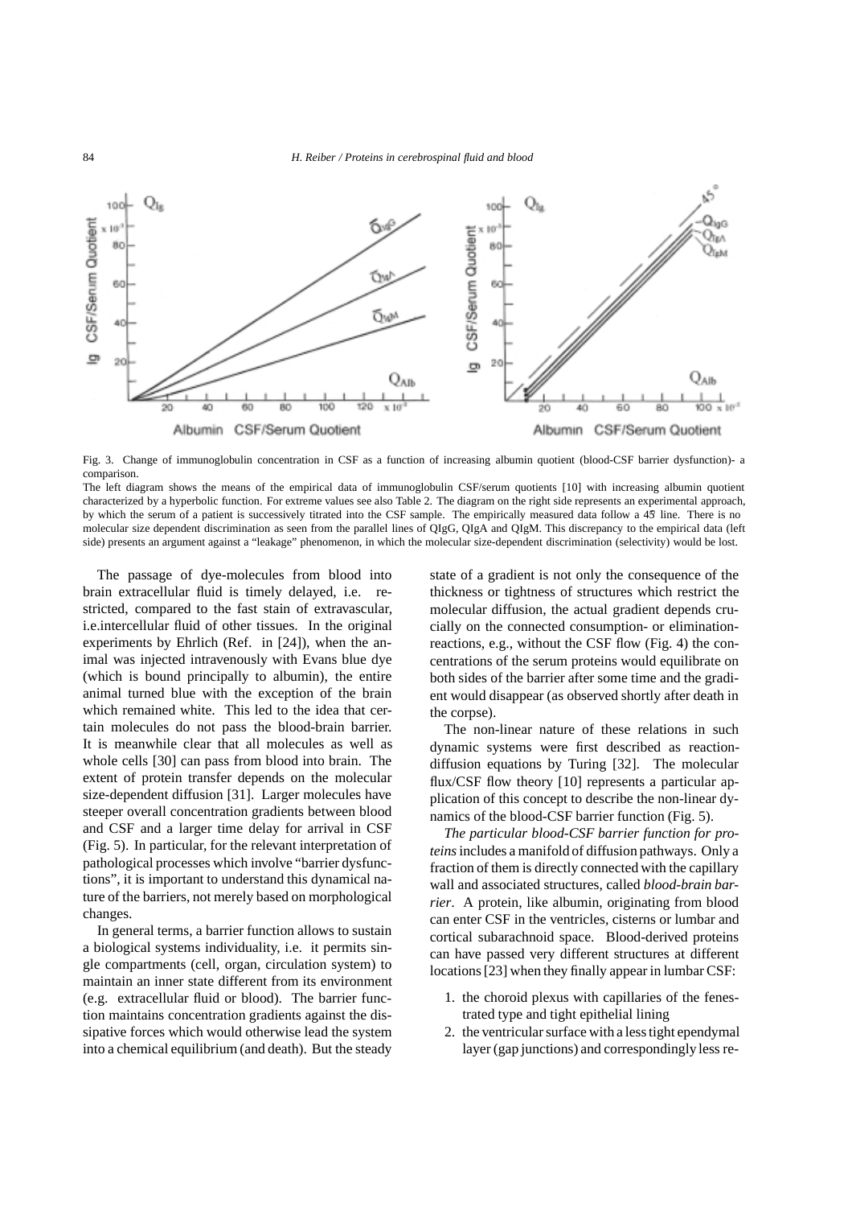Fig. 3. Change of immunoglobulin concentration in CSF as a function of increasing albumin quotient (blood-CSF barrier dysfunction)- a comparison.

The left diagram shows the means of the empirical data of immunoglobulin CSF/serum quotients [10] with increasing albumin quotient characterized by a hyperbolic function. For extreme values see also Table 2. The diagram on the right side represents an experimental approach, by which the serum of a patient is successively titrated into the CSF sample. The empirically measured data follow a 45° line. There is no molecular size dependent discrimination as seen from the parallel lines of QIgG, QIgA and QIgM. This discrepancy to the empirical data (left side) presents an argument against a "leakage" phenomenon, in which the molecular size-dependent discrimination (selectivity) would be lost.

The passage of dye-molecules from blood into brain extracellular fluid is timely delayed, i.e. restricted, compared to the fast stain of extravascular, i.e.intercellular fluid of other tissues. In the original experiments by Ehrlich (Ref. in [24]), when the animal was injected intravenously with Evans blue dye (which is bound principally to albumin), the entire animal turned blue with the exception of the brain which remained white. This led to the idea that certain molecules do not pass the blood-brain barrier. It is meanwhile clear that all molecules as well as whole cells [30] can pass from blood into brain. The extent of protein transfer depends on the molecular size-dependent diffusion [31]. Larger molecules have steeper overall concentration gradients between blood and CSF and a larger time delay for arrival in CSF (Fig. 5). In particular, for the relevant interpretation of pathological processes which involve "barrier dysfunctions", it is important to understand this dynamical nature of the barriers, not merely based on morphological changes.

In general terms, a barrier function allows to sustain a biological systems individuality, i.e. it permits single compartments (cell, organ, circulation system) to maintain an inner state different from its environment (e.g. extracellular fluid or blood). The barrier function maintains concentration gradients against the dissipative forces which would otherwise lead the system into a chemical equilibrium (and death). But the steady state of a gradient is not only the consequence of the thickness or tightness of structures which restrict the molecular diffusion, the actual gradient depends crucially on the connected consumption- or elimination-reactions, e.g., without the CSF flow (Fig. 4) the concentrations of the serum proteins would equilibrate on both sides of the barrier after some time and the gradient would disappear (as observed shortly after death in the corpse).

The non-linear nature of these relations in such dynamic systems were first described as reaction-diffusion equations by Turing [32]. The molecular flux/CSF flow theory [10] represents a particular application of this concept to describe the non-linear dynamics of the blood-CSF barrier function (Fig. 5).

*The particular blood-CSF barrier function for proteins* includes a manifold of diffusion pathways. Only a fraction of them is directly connected with the capillary wall and associated structures, called *blood-brain barrier*. A protein, like albumin, originating from blood can enter CSF in the ventricles, cisterns or lumbar and cortical subarachnoid space. Blood-derived proteins can have passed very different structures at different locations [23] when they finally appear in lumbar CSF:

1. the choroid plexus with capillaries of the fenestrated type and tight epithelial lining
2. the ventricular surface with a less tight ependymal layer (gap junctions) and correspondingly less re-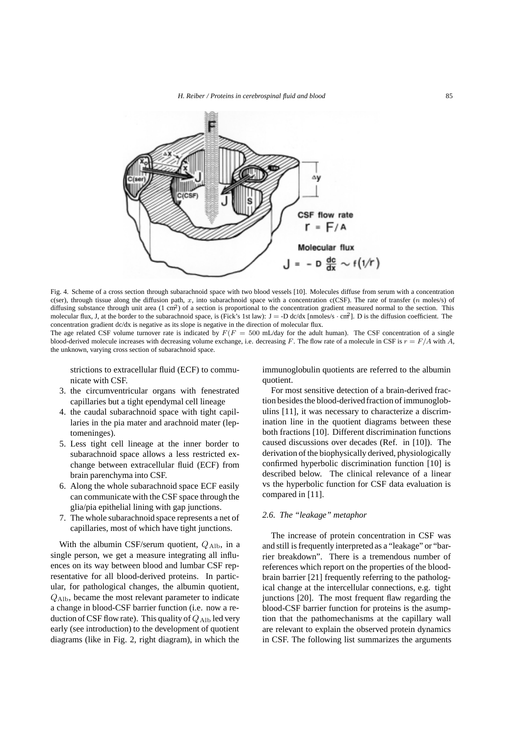Fig. 4. Scheme of a cross section through subarachnoid space with two blood vessels [10]. Molecules diffuse from serum with a concentration c(ser), through tissue along the diffusion path, $x$, into subarachnoid space with a concentration c(CSF). The rate of transfer ($n$ moles/s) of diffusing substance through unit area (1 cm$^2$) of a section is proportional to the concentration gradient measured normal to the section. This molecular flux, J, at the border to the subarachnoid space, is (Fick's 1st law): J = -D dc/dx [nmoles/s · cm$^2$]. D is the diffusion coefficient. The concentration gradient dc/dx is negative as its slope is negative in the direction of molecular flux.

The age related CSF volume turnover rate is indicated by $F$($F$ = 500 mL/day for the adult human). The CSF concentration of a single blood-derived molecule increases with decreasing volume exchange, i.e. decreasing $F$. The flow rate of a molecule in CSF is $r = F/A$ with $A$, the unknown, varying cross section of subarachnoid space.

strictions to extracellular fluid (ECF) to communicate with CSF.

3. the circumventricular organs with fenestrated capillaries but a tight ependymal cell lineage
4. the caudal subarachnoid space with tight capillaries in the pia mater and arachnoid mater (leptomeninges).
5. Less tight cell lineage at the inner border to subarachnoid space allows a less restricted exchange between extracellular fluid (ECF) from brain parenchyma into CSF.
6. Along the whole subarachnoid space ECF easily can communicate with the CSF space through the glia/pia epithelial lining with gap junctions.
7. The whole subarachnoid space represents a net of capillaries, most of which have tight junctions.

With the albumin CSF/serum quotient, $Q_{\mathrm{Alb}}$, in a single person, we get a measure integrating all influences on its way between blood and lumbar CSF representative for all blood-derived proteins. In particular, for pathological changes, the albumin quotient, $Q_{\mathrm{Alb}}$, became the most relevant parameter to indicate a change in blood-CSF barrier function (i.e. now a reduction of CSF flow rate). This quality of $Q_{\mathrm{Alb}}$ led very early (see introduction) to the development of quotient diagrams (like in Fig. 2, right diagram), in which the immunoglobulin quotients are referred to the albumin quotient.

For most sensitive detection of a brain-derived fraction besides the blood-derived fraction of immunoglobulins [11], it was necessary to characterize a discrimination line in the quotient diagrams between these both fractions [10]. Different discrimination functions caused discussions over decades (Ref. in [10]). The derivation of the biophysically derived, physiologically confirmed hyperbolic discrimination function [10] is described below. The clinical relevance of a linear vs the hyperbolic function for CSF data evaluation is compared in [11].

### *2.6. The "leakage" metaphor*

The increase of protein concentration in CSF was and still is frequently interpreted as a "leakage" or "barrier breakdown". There is a tremendous number of references which report on the properties of the blood-brain barrier [21] frequently referring to the pathological change at the intercellular connections, e.g. tight junctions [20]. The most frequent flaw regarding the blood-CSF barrier function for proteins is the asumption that the pathomechanisms at the capillary wall are relevant to explain the observed protein dynamics in CSF. The following list summarizes the arguments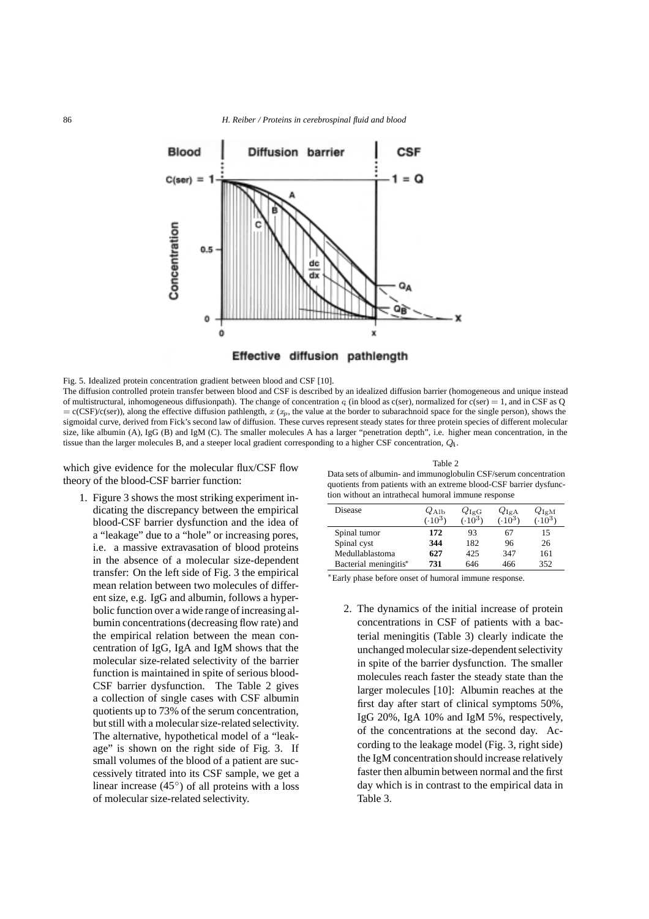Fig. 5. Idealized protein concentration gradient between blood and CSF [10].

The diffusion controlled protein transfer between blood and CSF is described by an idealized diffusion barrier (homogeneous and unique instead of multistructural, inhomogeneous diffusionpath). The change of concentration $c$ (in blood as c(ser), normalized for c(ser) = 1, and in CSF as Q = c(CSF)/c(ser)), along the effective diffusion pathlength, $x$ ($x_p$, the value at the border to subarachnoid space for the single person), shows the sigmoidal curve, derived from Fick's second law of diffusion. These curves represent steady states for three protein species of different molecular size, like albumin (A), IgG (B) and IgM (C). The smaller molecules A has a larger "penetration depth", i.e. higher mean concentration, in the tissue than the larger molecules B, and a steeper local gradient corresponding to a higher CSF concentration, $Q_A$.

which give evidence for the molecular flux/CSF flow theory of the blood-CSF barrier function:

1. Figure 3 shows the most striking experiment indicating the discrepancy between the empirical blood-CSF barrier dysfunction and the idea of a "leakage" due to a "hole" or increasing pores, i.e. a massive extravasation of blood proteins in the absence of a molecular size-dependent transfer: On the left side of Fig. 3 the empirical mean relation between two molecules of different size, e.g. IgG and albumin, follows a hyperbolic function over a wide range of increasing albumin concentrations (decreasing flow rate) and the empirical relation between the mean concentration of IgG, IgA and IgM shows that the molecular size-related selectivity of the barrier function is maintained in spite of serious blood-CSF barrier dysfunction. The Table 2 gives a collection of single cases with CSF albumin quotients up to 73% of the serum concentration, but still with a molecular size-related selectivity. The alternative, hypothetical model of a "leakage" is shown on the right side of Fig. 3. If small volumes of the blood of a patient are successively titrated into its CSF sample, we get a linear increase (45°) of all proteins with a loss of molecular size-related selectivity.

Table 2
Data sets of albumin- and immunoglobulin CSF/serum concentration quotients from patients with an extreme blood-CSF barrier dysfunction without an intrathecal humoral immune response

| Disease | $Q_{\mathrm{Alb}}$ $(\cdot 10^3)$ | $Q_{\mathrm{IgG}}$ $(\cdot 10^3)$ | $Q_{\mathrm{IgA}}$ $(\cdot 10^3)$ | $Q_{\mathrm{IgM}}$ $(\cdot 10^3)$ |
|---|---|---|---|---|
| Spinal tumor | **172** | 93 | 67 | 15 |
| Spinal cyst | **344** | 182 | 96 | 26 |
| Medullablastoma | **627** | 425 | 347 | 161 |
| Bacterial meningitis* | **731** | 646 | 466 | 352 |

*Early phase before onset of humoral immune response.

2. The dynamics of the initial increase of protein concentrations in CSF of patients with a bacterial meningitis (Table 3) clearly indicate the unchanged molecular size-dependent selectivity in spite of the barrier dysfunction. The smaller molecules reach faster the steady state than the larger molecules [10]: Albumin reaches at the first day after start of clinical symptoms 50%, IgG 20%, IgA 10% and IgM 5%, respectively, of the concentrations at the second day. According to the leakage model (Fig. 3, right side) the IgM concentration should increase relatively faster then albumin between normal and the first day which is in contrast to the empirical data in Table 3.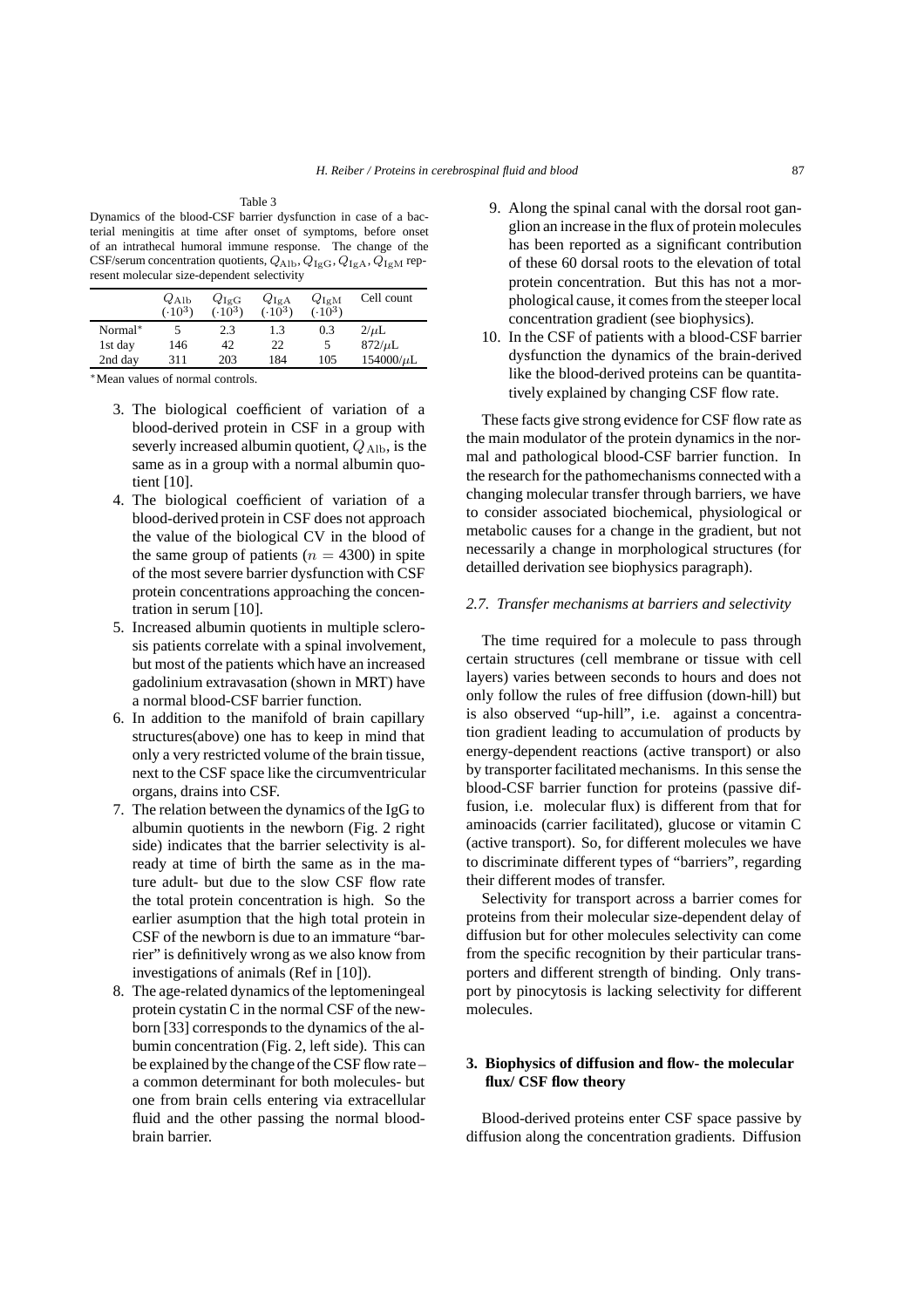Table 3
Dynamics of the blood-CSF barrier dysfunction in case of a bacterial meningitis at time after onset of symptoms, before onset of an intrathecal humoral immune response. The change of the CSF/serum concentration quotients, $Q_{\mathrm{Alb}}, Q_{\mathrm{IgG}}, Q_{\mathrm{IgA}}, Q_{\mathrm{IgM}}$ represent molecular size-dependent selectivity

| | $Q_{\mathrm{Alb}}$ $(\cdot 10^3)$ | $Q_{\mathrm{IgG}}$ $(\cdot 10^3)$ | $Q_{\mathrm{IgA}}$ $(\cdot 10^3)$ | $Q_{\mathrm{IgM}}$ $(\cdot 10^3)$ | Cell count |
|---|---|---|---|---|---|
| Normal* | 5 | 2.3 | 1.3 | 0.3 | 2/$\mu$L |
| 1st day | 146 | 42 | 22 | 5 | 872/$\mu$L |
| 2nd day | 311 | 203 | 184 | 105 | 154000/$\mu$L |

*Mean values of normal controls.

3. The biological coefficient of variation of a blood-derived protein in CSF in a group with severly increased albumin quotient, $Q_{\mathrm{Alb}}$, is the same as in a group with a normal albumin quotient [10].
4. The biological coefficient of variation of a blood-derived protein in CSF does not approach the value of the biological CV in the blood of the same group of patients ($n = 4300$) in spite of the most severe barrier dysfunction with CSF protein concentrations approaching the concentration in serum [10].
5. Increased albumin quotients in multiple sclerosis patients correlate with a spinal involvement, but most of the patients which have an increased gadolinium extravasation (shown in MRT) have a normal blood-CSF barrier function.
6. In addition to the manifold of brain capillary structures(above) one has to keep in mind that only a very restricted volume of the brain tissue, next to the CSF space like the circumventricular organs, drains into CSF.
7. The relation between the dynamics of the IgG to albumin quotients in the newborn (Fig. 2 right side) indicates that the barrier selectivity is already at time of birth the same as in the mature adult- but due to the slow CSF flow rate the total protein concentration is high. So the earlier asumption that the high total protein in CSF of the newborn is due to an immature "barrier" is definitively wrong as we also know from investigations of animals (Ref in [10]).
8. The age-related dynamics of the leptomeningeal protein cystatin C in the normal CSF of the newborn [33] corresponds to the dynamics of the albumin concentration (Fig. 2, left side). This can be explained by the change of the CSF flow rate – a common determinant for both molecules- but one from brain cells entering via extracellular fluid and the other passing the normal blood-brain barrier.
9. Along the spinal canal with the dorsal root ganglion an increase in the flux of protein molecules has been reported as a significant contribution of these 60 dorsal roots to the elevation of total protein concentration. But this has not a morphological cause, it comes from the steeper local concentration gradient (see biophysics).
10. In the CSF of patients with a blood-CSF barrier dysfunction the dynamics of the brain-derived like the blood-derived proteins can be quantitatively explained by changing CSF flow rate.

These facts give strong evidence for CSF flow rate as the main modulator of the protein dynamics in the normal and pathological blood-CSF barrier function. In the research for the pathomechanisms connected with a changing molecular transfer through barriers, we have to consider associated biochemical, physiological or metabolic causes for a change in the gradient, but not necessarily a change in morphological structures (for detailled derivation see biophysics paragraph).

### *2.7. Transfer mechanisms at barriers and selectivity*

The time required for a molecule to pass through certain structures (cell membrane or tissue with cell layers) varies between seconds to hours and does not only follow the rules of free diffusion (down-hill) but is also observed "up-hill", i.e. against a concentration gradient leading to accumulation of products by energy-dependent reactions (active transport) or also by transporter facilitated mechanisms. In this sense the blood-CSF barrier function for proteins (passive diffusion, i.e. molecular flux) is different from that for aminoacids (carrier facilitated), glucose or vitamin C (active transport). So, for different molecules we have to discriminate different types of "barriers", regarding their different modes of transfer.

Selectivity for transport across a barrier comes for proteins from their molecular size-dependent delay of diffusion but for other molecules selectivity can come from the specific recognition by their particular transporters and different strength of binding. Only transport by pinocytosis is lacking selectivity for different molecules.

## 3. Biophysics of diffusion and flow- the molecular flux/ CSF flow theory

Blood-derived proteins enter CSF space passive by diffusion along the concentration gradients. Diffusion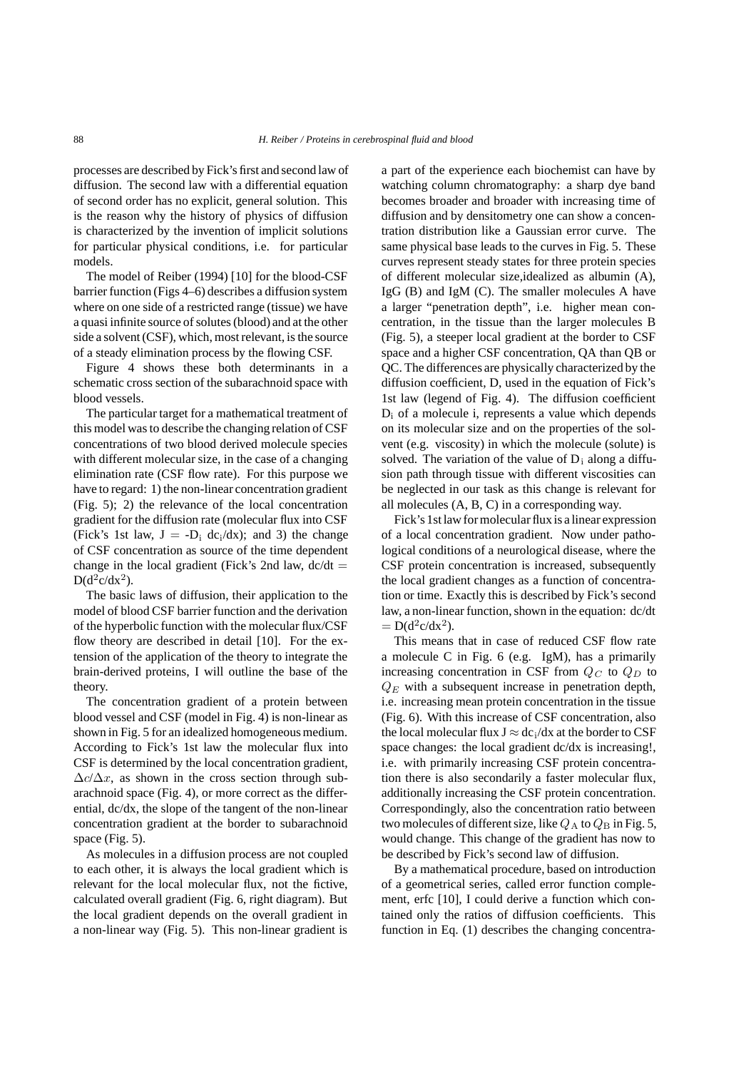processes are described by Fick's first and second law of diffusion. The second law with a differential equation of second order has no explicit, general solution. This is the reason why the history of physics of diffusion is characterized by the invention of implicit solutions for particular physical conditions, i.e. for particular models.

The model of Reiber (1994) [10] for the blood-CSF barrier function (Figs 4–6) describes a diffusion system where on one side of a restricted range (tissue) we have a quasi infinite source of solutes (blood) and at the other side a solvent (CSF), which, most relevant, is the source of a steady elimination process by the flowing CSF.

Figure 4 shows these both determinants in a schematic cross section of the subarachnoid space with blood vessels.

The particular target for a mathematical treatment of this model was to describe the changing relation of CSF concentrations of two blood derived molecule species with different molecular size, in the case of a changing elimination rate (CSF flow rate). For this purpose we have to regard: 1) the non-linear concentration gradient (Fig. 5); 2) the relevance of the local concentration gradient for the diffusion rate (molecular flux into CSF (Fick's 1st law, $J = -D_i \, dc_i/dx$); and 3) the change of CSF concentration as source of the time dependent change in the local gradient (Fick's 2nd law, $dc/dt = D(d^2c/dx^2)$.

The basic laws of diffusion, their application to the model of blood CSF barrier function and the derivation of the hyperbolic function with the molecular flux/CSF flow theory are described in detail [10]. For the extension of the application of the theory to integrate the brain-derived proteins, I will outline the base of the theory.

The concentration gradient of a protein between blood vessel and CSF (model in Fig. 4) is non-linear as shown in Fig. 5 for an idealized homogeneous medium. According to Fick's 1st law the molecular flux into CSF is determined by the local concentration gradient, $\Delta c/\Delta x$, as shown in the cross section through subarachnoid space (Fig. 4), or more correct as the differential, dc/dx, the slope of the tangent of the non-linear concentration gradient at the border to subarachnoid space (Fig. 5).

As molecules in a diffusion process are not coupled to each other, it is always the local gradient which is relevant for the local molecular flux, not the fictive, calculated overall gradient (Fig. 6, right diagram). But the local gradient depends on the overall gradient in a non-linear way (Fig. 5). This non-linear gradient is a part of the experience each biochemist can have by watching column chromatography: a sharp dye band becomes broader and broader with increasing time of diffusion and by densitometry one can show a concentration distribution like a Gaussian error curve. The same physical base leads to the curves in Fig. 5. These curves represent steady states for three protein species of different molecular size,idealized as albumin (A), IgG (B) and IgM (C). The smaller molecules A have a larger "penetration depth", i.e. higher mean concentration, in the tissue than the larger molecules B (Fig. 5), a steeper local gradient at the border to CSF space and a higher CSF concentration, QA than QB or QC. The differences are physically characterized by the diffusion coefficient, D, used in the equation of Fick's 1st law (legend of Fig. 4). The diffusion coefficient $D_i$ of a molecule i, represents a value which depends on its molecular size and on the properties of the solvent (e.g. viscosity) in which the molecule (solute) is solved. The variation of the value of $D_i$ along a diffusion path through tissue with different viscosities can be neglected in our task as this change is relevant for all molecules (A, B, C) in a corresponding way.

Fick's 1st law for molecular flux is a linear expression of a local concentration gradient. Now under pathological conditions of a neurological disease, where the CSF protein concentration is increased, subsequently the local gradient changes as a function of concentration or time. Exactly this is described by Fick's second law, a non-linear function, shown in the equation: $dc/dt = D(d^2c/dx^2)$.

This means that in case of reduced CSF flow rate a molecule C in Fig. 6 (e.g. IgM), has a primarily increasing concentration in CSF from $Q_C$ to $Q_D$ to $Q_E$ with a subsequent increase in penetration depth, i.e. increasing mean protein concentration in the tissue (Fig. 6). With this increase of CSF concentration, also the local molecular flux $J \approx dc_i/dx$ at the border to CSF space changes: the local gradient dc/dx is increasing!, i.e. with primarily increasing CSF protein concentration there is also secondarily a faster molecular flux, additionally increasing the CSF protein concentration. Correspondingly, also the concentration ratio between two molecules of different size, like $Q_A$ to $Q_B$ in Fig. 5, would change. This change of the gradient has now to be described by Fick's second law of diffusion.

By a mathematical procedure, based on introduction of a geometrical series, called error function complement, erfc [10], I could derive a function which contained only the ratios of diffusion coefficients. This function in Eq. (1) describes the changing concentra-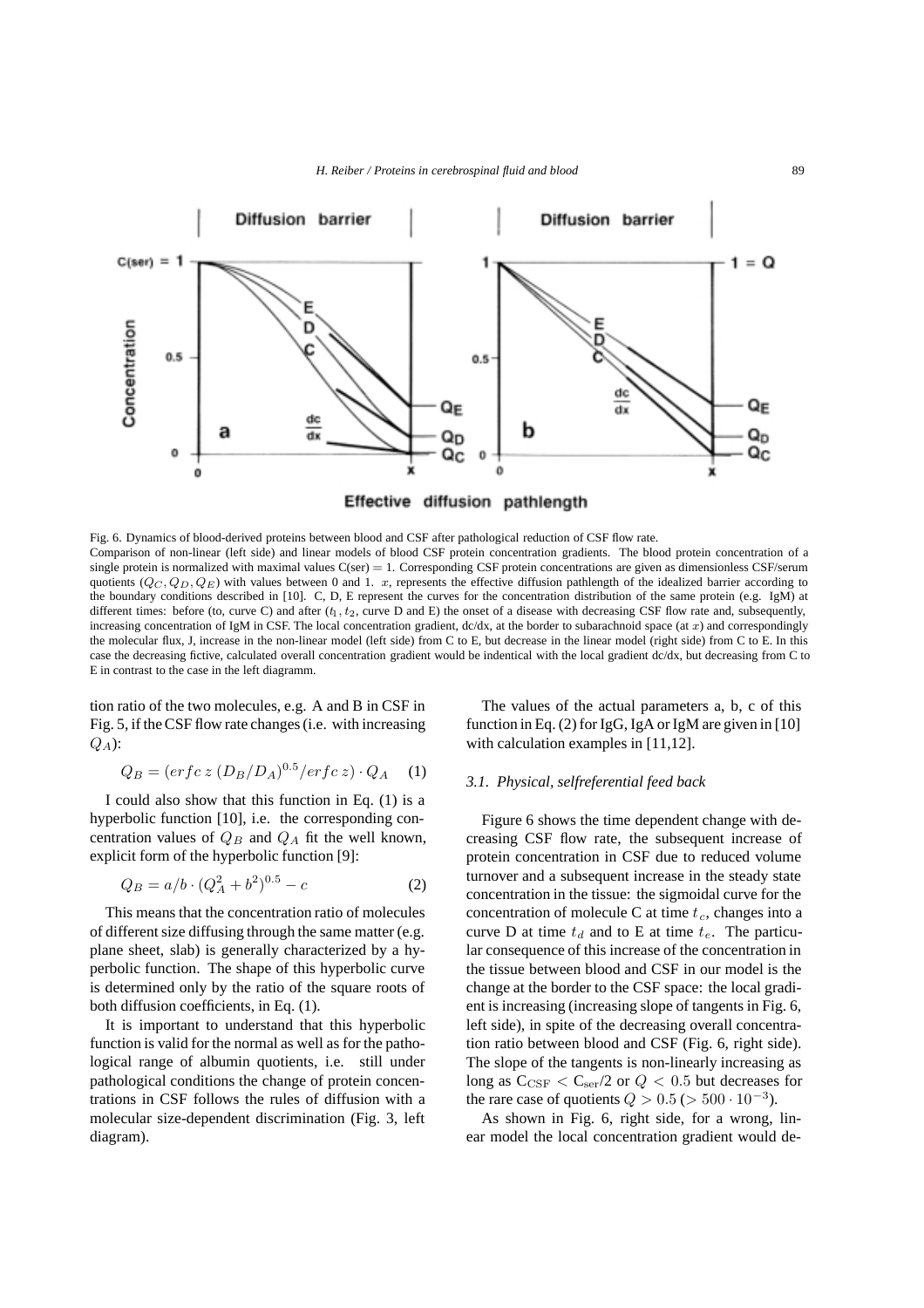Fig. 6. Dynamics of blood-derived proteins between blood and CSF after pathological reduction of CSF flow rate.
Comparison of non-linear (left side) and linear models of blood CSF protein concentration gradients. The blood protein concentration of a single protein is normalized with maximal values C(ser) = 1. Corresponding CSF protein concentrations are given as dimensionless CSF/serum quotients ($Q_C, Q_D, Q_E$) with values between 0 and 1. $x$, represents the effective diffusion pathlength of the idealized barrier according to the boundary conditions described in [10]. C, D, E represent the curves for the concentration distribution of the same protein (e.g. IgM) at different times: before (to, curve C) and after ($t_1, t_2$, curve D and E) the onset of a disease with decreasing CSF flow rate and, subsequently, increasing concentration of IgM in CSF. The local concentration gradient, dc/dx, at the border to subarachnoid space (at $x$) and correspondingly the molecular flux, J, increase in the non-linear model (left side) from C to E, but decrease in the linear model (right side) from C to E. In this case the decreasing fictive, calculated overall concentration gradient would be indentical with the local gradient dc/dx, but decreasing from C to E in contrast to the case in the left diagramm.

tion ratio of the two molecules, e.g. A and B in CSF in Fig. 5, if the CSF flow rate changes (i.e. with increasing $Q_A$):

$$Q_B = (erfc\ z\ (D_B/D_A)^{0.5}/erfc\ z) \cdot Q_A \quad (1)$$

I could also show that this function in Eq. (1) is a hyperbolic function [10], i.e. the corresponding concentration values of $Q_B$ and $Q_A$ fit the well known, explicit form of the hyperbolic function [9]:

$$Q_B = a/b \cdot (Q_A^2 + b^2)^{0.5} - c \quad (2)$$

This means that the concentration ratio of molecules of different size diffusing through the same matter (e.g. plane sheet, slab) is generally characterized by a hyperbolic function. The shape of this hyperbolic curve is determined only by the ratio of the square roots of both diffusion coefficients, in Eq. (1).

It is important to understand that this hyperbolic function is valid for the normal as well as for the pathological range of albumin quotients, i.e. still under pathological conditions the change of protein concentrations in CSF follows the rules of diffusion with a molecular size-dependent discrimination (Fig. 3, left diagram).

The values of the actual parameters a, b, c of this function in Eq. (2) for IgG, IgA or IgM are given in [10] with calculation examples in [11,12].

### *3.1. Physical, selfreferential feed back*

Figure 6 shows the time dependent change with decreasing CSF flow rate, the subsequent increase of protein concentration in CSF due to reduced volume turnover and a subsequent increase in the steady state concentration in the tissue: the sigmoidal curve for the concentration of molecule C at time $t_c$, changes into a curve D at time $t_d$ and to E at time $t_e$. The particular consequence of this increase of the concentration in the tissue between blood and CSF in our model is the change at the border to the CSF space: the local gradient is increasing (increasing slope of tangents in Fig. 6, left side), in spite of the decreasing overall concentration ratio between blood and CSF (Fig. 6, right side). The slope of the tangents is non-linearly increasing as long as $C_{CSF} < C_{ser}/2$ or $Q < 0.5$ but decreases for the rare case of quotients $Q > 0.5$ ($> 500 \cdot 10^{-3}$).

As shown in Fig. 6, right side, for a wrong, linear model the local concentration gradient would de-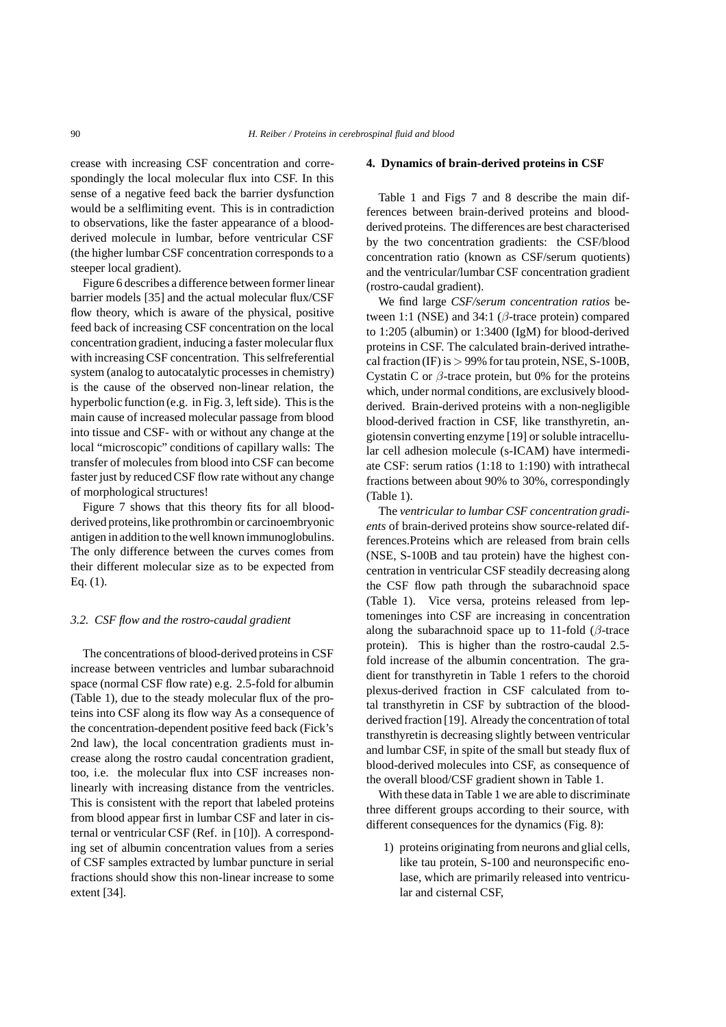crease with increasing CSF concentration and correspondingly the local molecular flux into CSF. In this sense of a negative feed back the barrier dysfunction would be a selflimiting event. This is in contradiction to observations, like the faster appearance of a blood-derived molecule in lumbar, before ventricular CSF (the higher lumbar CSF concentration corresponds to a steeper local gradient).

Figure 6 describes a difference between former linear barrier models [35] and the actual molecular flux/CSF flow theory, which is aware of the physical, positive feed back of increasing CSF concentration on the local concentration gradient, inducing a faster molecular flux with increasing CSF concentration. This selfreferential system (analog to autocatalytic processes in chemistry) is the cause of the observed non-linear relation, the hyperbolic function (e.g. in Fig. 3, left side). This is the main cause of increased molecular passage from blood into tissue and CSF- with or without any change at the local "microscopic" conditions of capillary walls: The transfer of molecules from blood into CSF can become faster just by reduced CSF flow rate without any change of morphological structures!

Figure 7 shows that this theory fits for all blood-derived proteins, like prothrombin or carcinoembryonic antigen in addition to the well known immunoglobulins. The only difference between the curves comes from their different molecular size as to be expected from Eq. (1).

### *3.2. CSF flow and the rostro-caudal gradient*

The concentrations of blood-derived proteins in CSF increase between ventricles and lumbar subarachnoid space (normal CSF flow rate) e.g. 2.5-fold for albumin (Table 1), due to the steady molecular flux of the proteins into CSF along its flow way As a consequence of the concentration-dependent positive feed back (Fick's 2nd law), the local concentration gradients must increase along the rostro caudal concentration gradient, too, i.e. the molecular flux into CSF increases non-linearly with increasing distance from the ventricles. This is consistent with the report that labeled proteins from blood appear first in lumbar CSF and later in cisternal or ventricular CSF (Ref. in [10]). A corresponding set of albumin concentration values from a series of CSF samples extracted by lumbar puncture in serial fractions should show this non-linear increase to some extent [34].

## **4. Dynamics of brain-derived proteins in CSF**

Table 1 and Figs 7 and 8 describe the main differences between brain-derived proteins and blood-derived proteins. The differences are best characterised by the two concentration gradients: the CSF/blood concentration ratio (known as CSF/serum quotients) and the ventricular/lumbar CSF concentration gradient (rostro-caudal gradient).

We find large *CSF/serum concentration ratios* between 1:1 (NSE) and 34:1 ($\beta$-trace protein) compared to 1:205 (albumin) or 1:3400 (IgM) for blood-derived proteins in CSF. The calculated brain-derived intrathecal fraction (IF) is $> 99\%$ for tau protein, NSE, S-100B, Cystatin C or $\beta$-trace protein, but 0% for the proteins which, under normal conditions, are exclusively blood-derived. Brain-derived proteins with a non-negligible blood-derived fraction in CSF, like transthyretin, angiotensin converting enzyme [19] or soluble intracellular cell adhesion molecule (s-ICAM) have intermediate CSF: serum ratios (1:18 to 1:190) with intrathecal fractions between about 90% to 30%, correspondingly (Table 1).

The *ventricular to lumbar CSF concentration gradients* of brain-derived proteins show source-related differences.Proteins which are released from brain cells (NSE, S-100B and tau protein) have the highest concentration in ventricular CSF steadily decreasing along the CSF flow path through the subarachnoid space (Table 1). Vice versa, proteins released from leptomeninges into CSF are increasing in concentration along the subarachnoid space up to 11-fold ($\beta$-trace protein). This is higher than the rostro-caudal 2.5-fold increase of the albumin concentration. The gradient for transthyretin in Table 1 refers to the choroid plexus-derived fraction in CSF calculated from total transthyretin in CSF by subtraction of the blood-derived fraction [19]. Already the concentration of total transthyretin is decreasing slightly between ventricular and lumbar CSF, in spite of the small but steady flux of blood-derived molecules into CSF, as consequence of the overall blood/CSF gradient shown in Table 1.

With these data in Table 1 we are able to discriminate three different groups according to their source, with different consequences for the dynamics (Fig. 8):

1) proteins originating from neurons and glial cells, like tau protein, S-100 and neuronspecific enolase, which are primarily released into ventricular and cisternal CSF,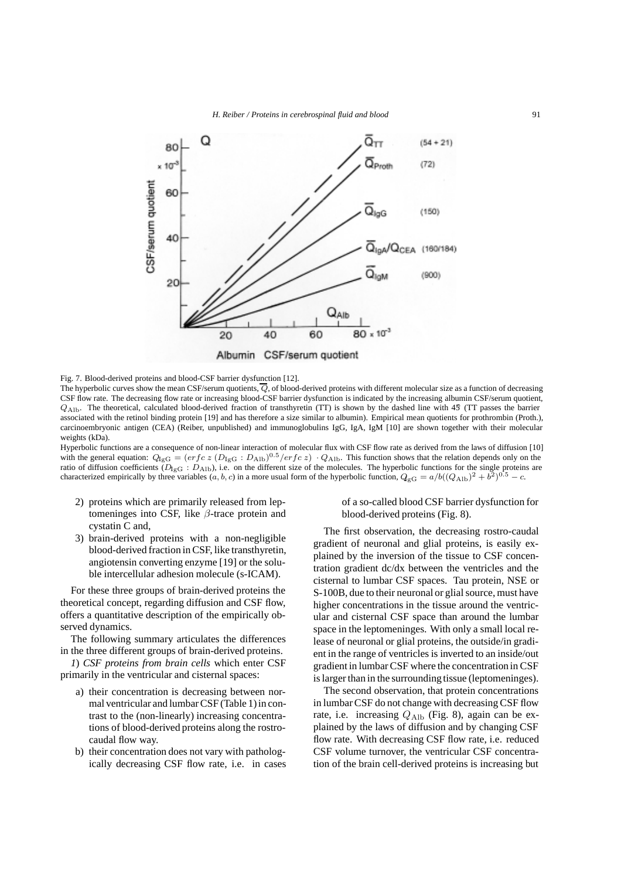Fig. 7. Blood-derived proteins and blood-CSF barrier dysfunction [12].

The hyperbolic curves show the mean CSF/serum quotients, $\overline{Q}$, of blood-derived proteins with different molecular size as a function of decreasing CSF flow rate. The decreasing flow rate or increasing blood-CSF barrier dysfunction is indicated by the increasing albumin CSF/serum quotient, $Q_{\mathrm{Alb}}$. The theoretical, calculated blood-derived fraction of transthyretin (TT) is shown by the dashed line with 45° (TT passes the barrier associated with the retinol binding protein [19] and has therefore a size similar to albumin). Empirical mean quotients for prothrombin (Proth.), carcinoembryonic antigen (CEA) (Reiber, unpublished) and immunoglobulins IgG, IgA, IgM [10] are shown together with their molecular weights (kDa).

Hyperbolic functions are a consequence of non-linear interaction of molecular flux with CSF flow rate as derived from the laws of diffusion [10] with the general equation: $Q_{\mathrm{IgG}} = (erfc\ z\ (D_{\mathrm{IgG}} : D_{\mathrm{Alb}})^{0.5}/erfc\ z) \cdot Q_{\mathrm{Alb}}$. This function shows that the relation depends only on the ratio of diffusion coefficients ($D_{\mathrm{IgG}} : D_{\mathrm{Alb}}$), i.e. on the different size of the molecules. The hyperbolic functions for the single proteins are characterized empirically by three variables ($a, b, c$) in a more usual form of the hyperbolic function, $Q_{\mathrm{IgG}} = a/b((Q_{\mathrm{Alb}})^2 + b^2)^{0.5} - c$.

2) proteins which are primarily released from leptomeninges into CSF, like $\beta$-trace protein and cystatin C and,
3) brain-derived proteins with a non-negligible blood-derived fraction in CSF, like transthyretin, angiotensin converting enzyme [19] or the soluble intercellular adhesion molecule (s-ICAM).

For these three groups of brain-derived proteins the theoretical concept, regarding diffusion and CSF flow, offers a quantitative description of the empirically observed dynamics.

The following summary articulates the differences in the three different groups of brain-derived proteins.

*1*) *CSF proteins from brain cells* which enter CSF primarily in the ventricular and cisternal spaces:

a) their concentration is decreasing between normal ventricular and lumbar CSF (Table 1) in contrast to the (non-linearly) increasing concentrations of blood-derived proteins along the rostrocaudal flow way.
b) their concentration does not vary with pathologically decreasing CSF flow rate, i.e. in cases of a so-called blood CSF barrier dysfunction for blood-derived proteins (Fig. 8).

The first observation, the decreasing rostro-caudal gradient of neuronal and glial proteins, is easily explained by the inversion of the tissue to CSF concentration gradient dc/dx between the ventricles and the cisternal to lumbar CSF spaces. Tau protein, NSE or S-100B, due to their neuronal or glial source, must have higher concentrations in the tissue around the ventricular and cisternal CSF space than around the lumbar space in the leptomeninges. With only a small local release of neuronal or glial proteins, the outside/in gradient in the range of ventricles is inverted to an inside/out gradient in lumbar CSF where the concentration in CSF is larger than in the surrounding tissue (leptomeninges).

The second observation, that protein concentrations in lumbar CSF do not change with decreasing CSF flow rate, i.e. increasing $Q_{\mathrm{Alb}}$ (Fig. 8), again can be explained by the laws of diffusion and by changing CSF flow rate. With decreasing CSF flow rate, i.e. reduced CSF volume turnover, the ventricular CSF concentration of the brain cell-derived proteins is increasing but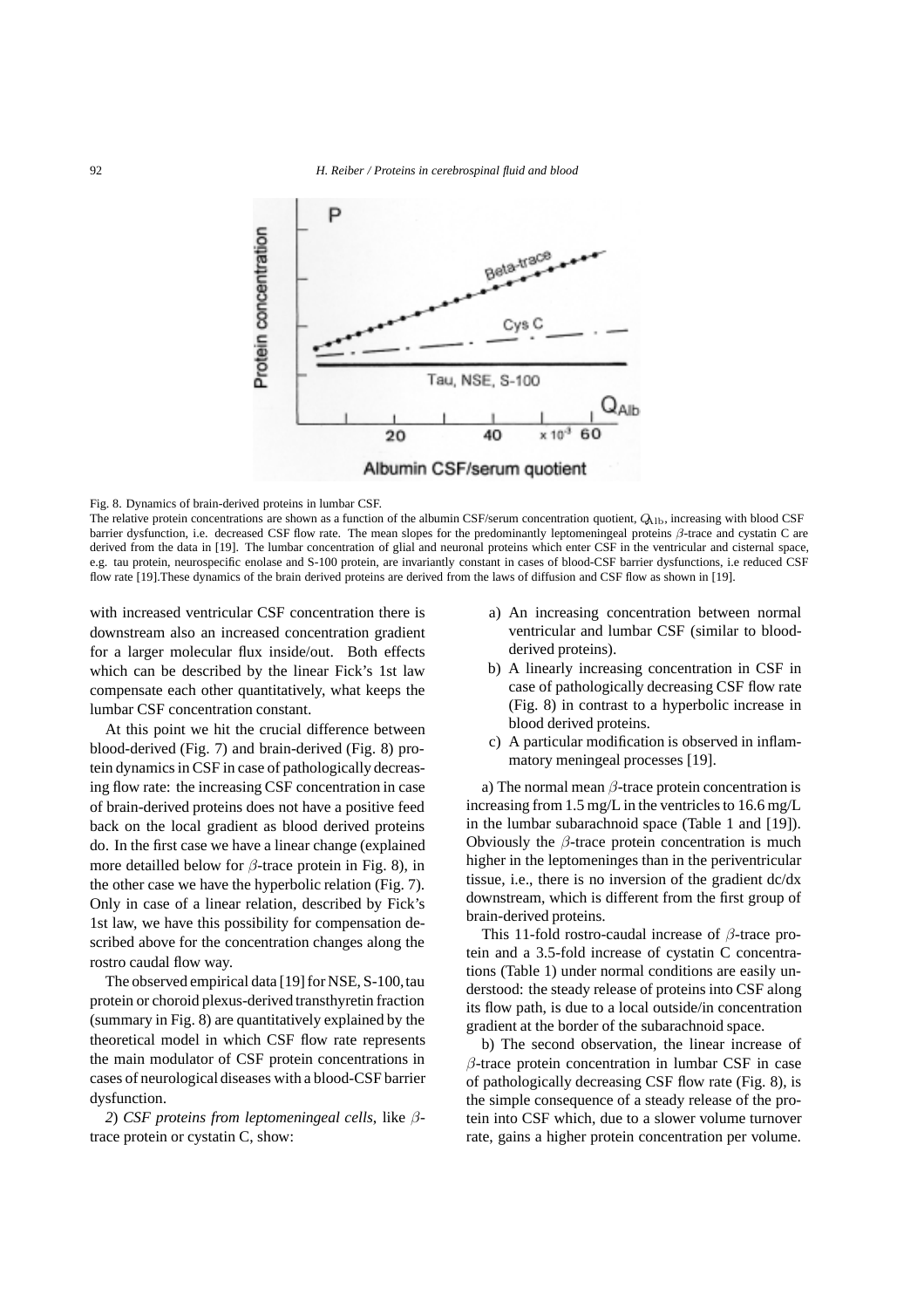Fig. 8. Dynamics of brain-derived proteins in lumbar CSF.

The relative protein concentrations are shown as a function of the albumin CSF/serum concentration quotient, $Q_{Alb}$, increasing with blood CSF barrier dysfunction, i.e. decreased CSF flow rate. The mean slopes for the predominantly leptomeningeal proteins $\beta$-trace and cystatin C are derived from the data in [19]. The lumbar concentration of glial and neuronal proteins which enter CSF in the ventricular and cisternal space, e.g. tau protein, neurospecific enolase and S-100 protein, are invariantly constant in cases of blood-CSF barrier dysfunctions, i.e reduced CSF flow rate [19].These dynamics of the brain derived proteins are derived from the laws of diffusion and CSF flow as shown in [19].

with increased ventricular CSF concentration there is downstream also an increased concentration gradient for a larger molecular flux inside/out. Both effects which can be described by the linear Fick's 1st law compensate each other quantitatively, what keeps the lumbar CSF concentration constant.

At this point we hit the crucial difference between blood-derived (Fig. 7) and brain-derived (Fig. 8) protein dynamics in CSF in case of pathologically decreasing flow rate: the increasing CSF concentration in case of brain-derived proteins does not have a positive feed back on the local gradient as blood derived proteins do. In the first case we have a linear change (explained more detailled below for $\beta$-trace protein in Fig. 8), in the other case we have the hyperbolic relation (Fig. 7). Only in case of a linear relation, described by Fick's 1st law, we have this possibility for compensation described above for the concentration changes along the rostro caudal flow way.

The observed empirical data [19] for NSE, S-100, tau protein or choroid plexus-derived transthyretin fraction (summary in Fig. 8) are quantitatively explained by the theoretical model in which CSF flow rate represents the main modulator of CSF protein concentrations in cases of neurological diseases with a blood-CSF barrier dysfunction.

*2*) *CSF proteins from leptomeningeal cells*, like $\beta$-trace protein or cystatin C, show:

a) An increasing concentration between normal ventricular and lumbar CSF (similar to blood-derived proteins).
b) A linearly increasing concentration in CSF in case of pathologically decreasing CSF flow rate (Fig. 8) in contrast to a hyperbolic increase in blood derived proteins.
c) A particular modification is observed in inflammatory meningeal processes [19].

a) The normal mean $\beta$-trace protein concentration is increasing from 1.5 mg/L in the ventricles to 16.6 mg/L in the lumbar subarachnoid space (Table 1 and [19]). Obviously the $\beta$-trace protein concentration is much higher in the leptomeninges than in the periventricular tissue, i.e., there is no inversion of the gradient dc/dx downstream, which is different from the first group of brain-derived proteins.

This 11-fold rostro-caudal increase of $\beta$-trace protein and a 3.5-fold increase of cystatin C concentrations (Table 1) under normal conditions are easily understood: the steady release of proteins into CSF along its flow path, is due to a local outside/in concentration gradient at the border of the subarachnoid space.

b) The second observation, the linear increase of $\beta$-trace protein concentration in lumbar CSF in case of pathologically decreasing CSF flow rate (Fig. 8), is the simple consequence of a steady release of the protein into CSF which, due to a slower volume turnover rate, gains a higher protein concentration per volume.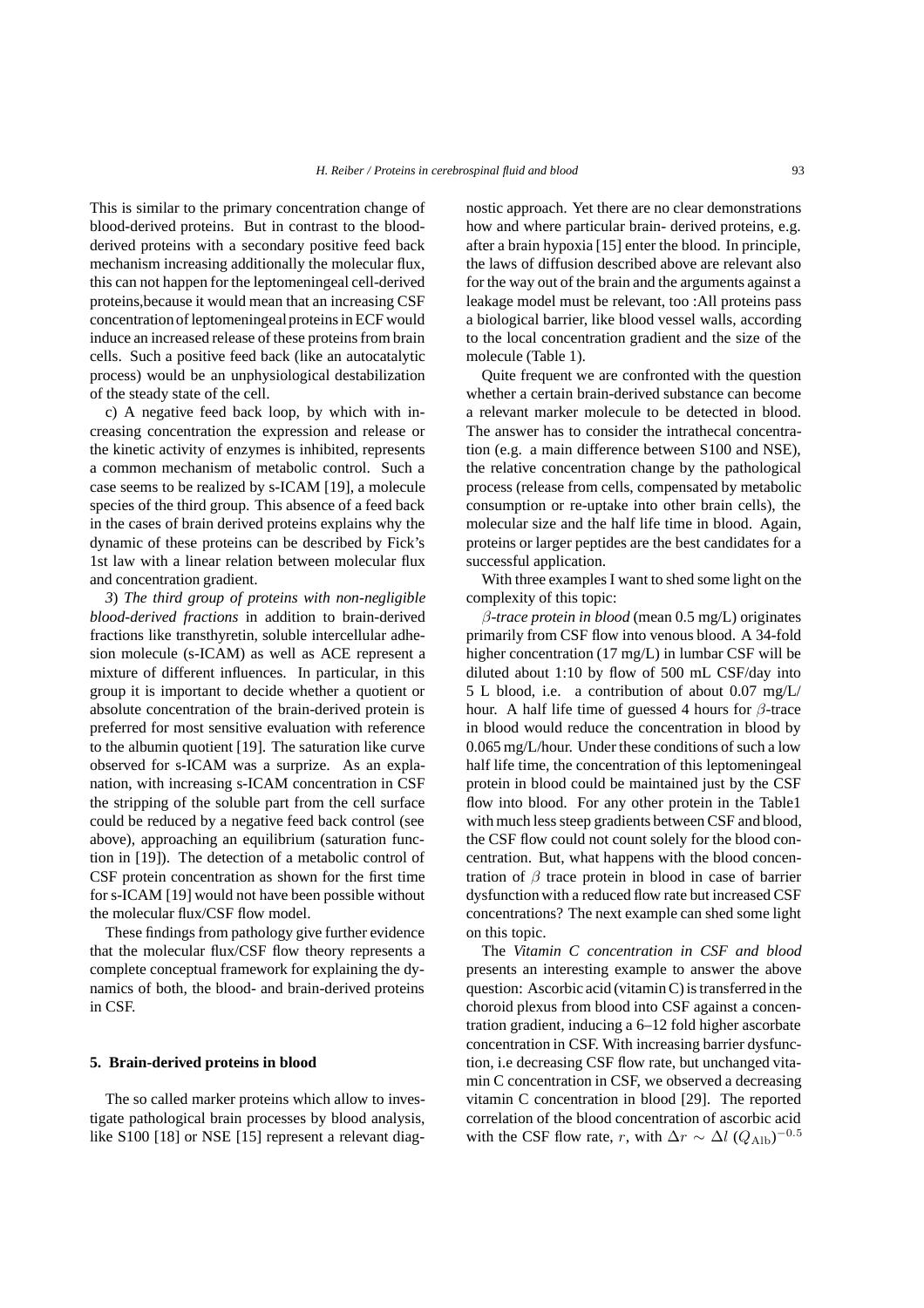This is similar to the primary concentration change of blood-derived proteins. But in contrast to the blood-derived proteins with a secondary positive feed back mechanism increasing additionally the molecular flux, this can not happen for the leptomeningeal cell-derived proteins,because it would mean that an increasing CSF concentration of leptomeningeal proteins in ECF would induce an increased release of these proteins from brain cells. Such a positive feed back (like an autocatalytic process) would be an unphysiological destabilization of the steady state of the cell.

c) A negative feed back loop, by which with increasing concentration the expression and release or the kinetic activity of enzymes is inhibited, represents a common mechanism of metabolic control. Such a case seems to be realized by s-ICAM [19], a molecule species of the third group. This absence of a feed back in the cases of brain derived proteins explains why the dynamic of these proteins can be described by Fick's 1st law with a linear relation between molecular flux and concentration gradient.

*3*) *The third group of proteins with non-negligible blood-derived fractions* in addition to brain-derived fractions like transthyretin, soluble intercellular adhesion molecule (s-ICAM) as well as ACE represent a mixture of different influences. In particular, in this group it is important to decide whether a quotient or absolute concentration of the brain-derived protein is preferred for most sensitive evaluation with reference to the albumin quotient [19]. The saturation like curve observed for s-ICAM was a surprize. As an explanation, with increasing s-ICAM concentration in CSF the stripping of the soluble part from the cell surface could be reduced by a negative feed back control (see above), approaching an equilibrium (saturation function in [19]). The detection of a metabolic control of CSF protein concentration as shown for the first time for s-ICAM [19] would not have been possible without the molecular flux/CSF flow model.

These findings from pathology give further evidence that the molecular flux/CSF flow theory represents a complete conceptual framework for explaining the dynamics of both, the blood- and brain-derived proteins in CSF.

## 5. Brain-derived proteins in blood

The so called marker proteins which allow to investigate pathological brain processes by blood analysis, like S100 [18] or NSE [15] represent a relevant diagnostic approach. Yet there are no clear demonstrations how and where particular brain- derived proteins, e.g. after a brain hypoxia [15] enter the blood. In principle, the laws of diffusion described above are relevant also for the way out of the brain and the arguments against a leakage model must be relevant, too :All proteins pass a biological barrier, like blood vessel walls, according to the local concentration gradient and the size of the molecule (Table 1).

Quite frequent we are confronted with the question whether a certain brain-derived substance can become a relevant marker molecule to be detected in blood. The answer has to consider the intrathecal concentration (e.g. a main difference between S100 and NSE), the relative concentration change by the pathological process (release from cells, compensated by metabolic consumption or re-uptake into other brain cells), the molecular size and the half life time in blood. Again, proteins or larger peptides are the best candidates for a successful application.

With three examples I want to shed some light on the complexity of this topic:

*$\beta$-trace protein in blood* (mean 0.5 mg/L) originates primarily from CSF flow into venous blood. A 34-fold higher concentration (17 mg/L) in lumbar CSF will be diluted about 1:10 by flow of 500 mL CSF/day into 5 L blood, i.e. a contribution of about 0.07 mg/L/ hour. A half life time of guessed 4 hours for $\beta$-trace in blood would reduce the concentration in blood by 0.065 mg/L/hour. Under these conditions of such a low half life time, the concentration of this leptomeningeal protein in blood could be maintained just by the CSF flow into blood. For any other protein in the Table1 with much less steep gradients between CSF and blood, the CSF flow could not count solely for the blood concentration. But, what happens with the blood concentration of $\beta$ trace protein in blood in case of barrier dysfunction with a reduced flow rate but increased CSF concentrations? The next example can shed some light on this topic.

The *Vitamin C concentration in CSF and blood* presents an interesting example to answer the above question: Ascorbic acid (vitamin C) is transferred in the choroid plexus from blood into CSF against a concentration gradient, inducing a 6–12 fold higher ascorbate concentration in CSF. With increasing barrier dysfunction, i.e decreasing CSF flow rate, but unchanged vitamin C concentration in CSF, we observed a decreasing vitamin C concentration in blood [29]. The reported correlation of the blood concentration of ascorbic acid with the CSF flow rate, $r$, with $\Delta r \sim \Delta l\ (Q_{\mathrm{Alb}})^{-0.5}$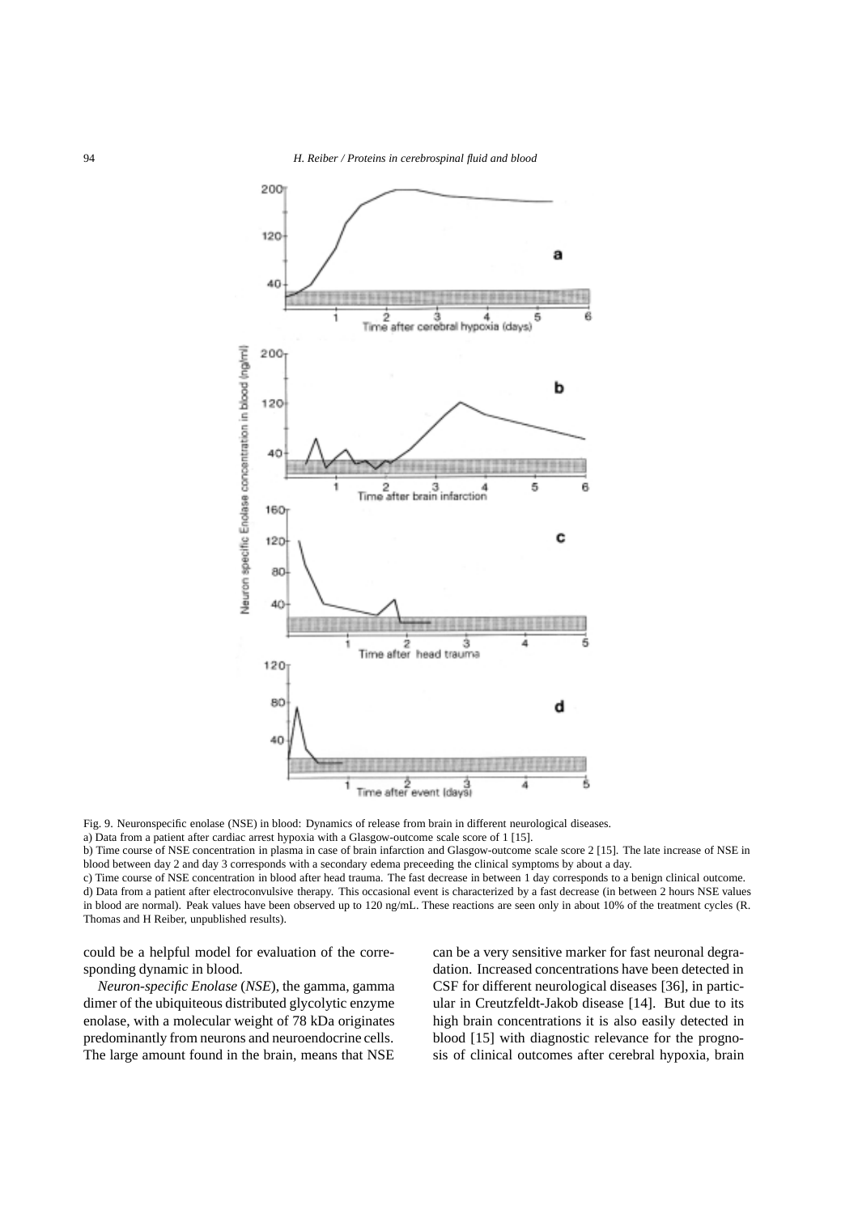Fig. 9. Neuronspecific enolase (NSE) in blood: Dynamics of release from brain in different neurological diseases.

a) Data from a patient after cardiac arrest hypoxia with a Glasgow-outcome scale score of 1 [15].

b) Time course of NSE concentration in plasma in case of brain infarction and Glasgow-outcome scale score 2 [15]. The late increase of NSE in blood between day 2 and day 3 corresponds with a secondary edema preceeding the clinical symptoms by about a day.

c) Time course of NSE concentration in blood after head trauma. The fast decrease in between 1 day corresponds to a benign clinical outcome.

d) Data from a patient after electroconvulsive therapy. This occasional event is characterized by a fast decrease (in between 2 hours NSE values in blood are normal). Peak values have been observed up to 120 ng/mL. These reactions are seen only in about 10% of the treatment cycles (R. Thomas and H Reiber, unpublished results).

could be a helpful model for evaluation of the corresponding dynamic in blood.

*Neuron-specific Enolase* (*NSE*), the gamma, gamma dimer of the ubiquiteous distributed glycolytic enzyme enolase, with a molecular weight of 78 kDa originates predominantly from neurons and neuroendocrine cells. The large amount found in the brain, means that NSE can be a very sensitive marker for fast neuronal degradation. Increased concentrations have been detected in CSF for different neurological diseases [36], in particular in Creutzfeldt-Jakob disease [14]. But due to its high brain concentrations it is also easily detected in blood [15] with diagnostic relevance for the prognosis of clinical outcomes after cerebral hypoxia, brain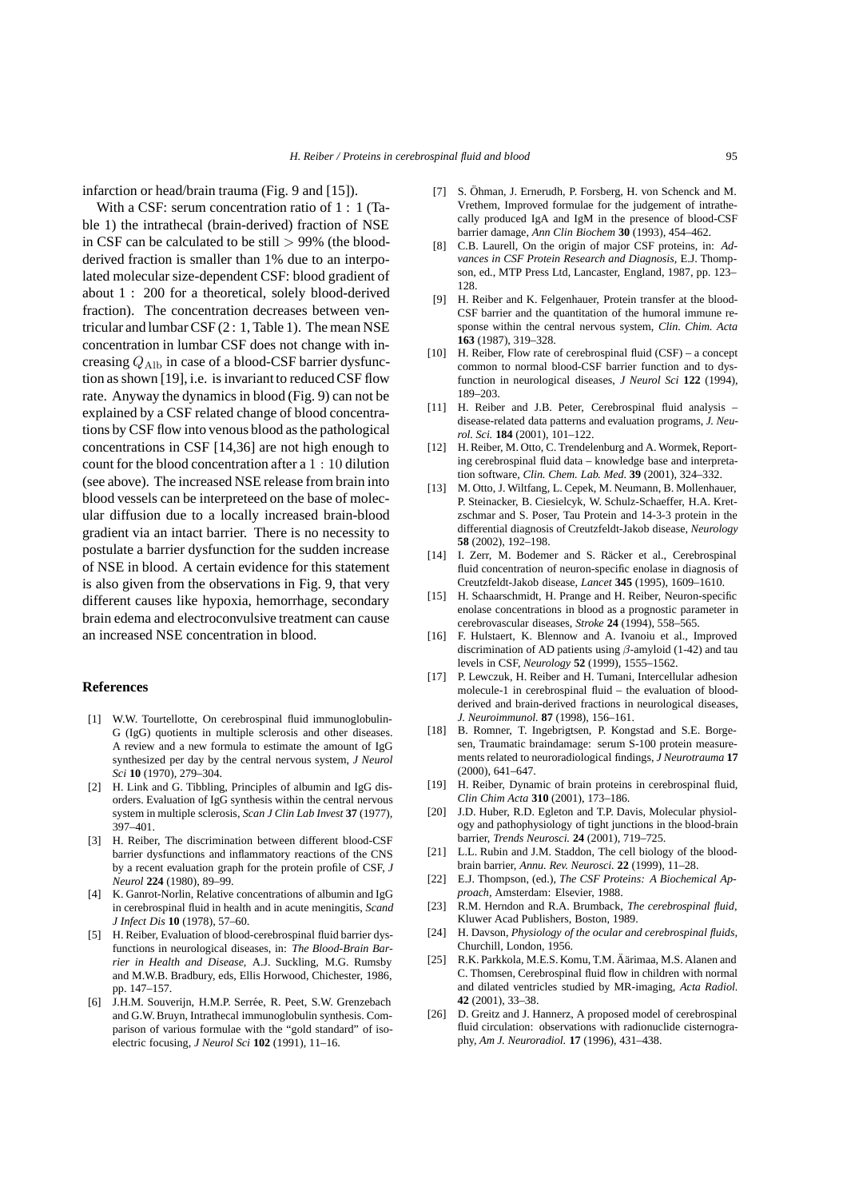infarction or head/brain trauma (Fig. 9 and [15]).

With a CSF: serum concentration ratio of 1 : 1 (Table 1) the intrathecal (brain-derived) fraction of NSE in CSF can be calculated to be still $> 99\%$ (the blood-derived fraction is smaller than 1% due to an interpolated molecular size-dependent CSF: blood gradient of about 1 : 200 for a theoretical, solely blood-derived fraction). The concentration decreases between ventricular and lumbar CSF (2 : 1, Table 1). The mean NSE concentration in lumbar CSF does not change with increasing $Q_{\mathrm{Alb}}$ in case of a blood-CSF barrier dysfunction as shown [19], i.e. is invariant to reduced CSF flow rate. Anyway the dynamics in blood (Fig. 9) can not be explained by a CSF related change of blood concentrations by CSF flow into venous blood as the pathological concentrations in CSF [14,36] are not high enough to count for the blood concentration after a $1 : 10$ dilution (see above). The increased NSE release from brain into blood vessels can be interpreteed on the base of molecular diffusion due to a locally increased brain-blood gradient via an intact barrier. There is no necessity to postulate a barrier dysfunction for the sudden increase of NSE in blood. A certain evidence for this statement is also given from the observations in Fig. 9, that very different causes like hypoxia, hemorrhage, secondary brain edema and electroconvulsive treatment can cause an increased NSE concentration in blood.

## References

[1] W.W. Tourtellotte, On cerebrospinal fluid immunoglobulin-G (IgG) quotients in multiple sclerosis and other diseases. A review and a new formula to estimate the amount of IgG synthesized per day by the central nervous system, *J Neurol Sci* **10** (1970), 279–304.

[2] H. Link and G. Tibbling, Principles of albumin and IgG disorders. Evaluation of IgG synthesis within the central nervous system in multiple sclerosis, *Scan J Clin Lab Invest* **37** (1977), 397–401.

[3] H. Reiber, The discrimination between different blood-CSF barrier dysfunctions and inflammatory reactions of the CNS by a recent evaluation graph for the protein profile of CSF, *J Neurol* **224** (1980), 89–99.

[4] K. Ganrot-Norlin, Relative concentrations of albumin and IgG in cerebrospinal fluid in health and in acute meningitis, *Scand J Infect Dis* **10** (1978), 57–60.

[5] H. Reiber, Evaluation of blood-cerebrospinal fluid barrier dysfunctions in neurological diseases, in: *The Blood-Brain Barrier in Health and Disease,* A.J. Suckling, M.G. Rumsby and M.W.B. Bradbury, eds, Ellis Horwood, Chichester, 1986, pp. 147–157.

[6] J.H.M. Souverijn, H.M.P. Serrée, R. Peet, S.W. Grenzebach and G.W. Bruyn, Intrathecal immunoglobulin synthesis. Comparison of various formulae with the "gold standard" of isoelectric focusing, *J Neurol Sci* **102** (1991), 11–16.

[7] S. Öhman, J. Ernerudh, P. Forsberg, H. von Schenck and M. Vrethem, Improved formulae for the judgement of intrathecally produced IgA and IgM in the presence of blood-CSF barrier damage, *Ann Clin Biochem* **30** (1993), 454–462.

[8] C.B. Laurell, On the origin of major CSF proteins, in: *Advances in CSF Protein Research and Diagnosis,* E.J. Thompson, ed., MTP Press Ltd, Lancaster, England, 1987, pp. 123–128.

[9] H. Reiber and K. Felgenhauer, Protein transfer at the blood-CSF barrier and the quantitation of the humoral immune response within the central nervous system, *Clin. Chim. Acta* **163** (1987), 319–328.

[10] H. Reiber, Flow rate of cerebrospinal fluid (CSF) – a concept common to normal blood-CSF barrier function and to dysfunction in neurological diseases, *J Neurol Sci* **122** (1994), 189–203.

[11] H. Reiber and J.B. Peter, Cerebrospinal fluid analysis – disease-related data patterns and evaluation programs, *J. Neurol. Sci.* **184** (2001), 101–122.

[12] H. Reiber, M. Otto, C. Trendelenburg and A. Wormek, Reporting cerebrospinal fluid data – knowledge base and interpretation software, *Clin. Chem. Lab. Med.* **39** (2001), 324–332.

[13] M. Otto, J. Wiltfang, L. Cepek, M. Neumann, B. Mollenhauer, P. Steinacker, B. Ciesielcyk, W. Schulz-Schaeffer, H.A. Kretzschmar and S. Poser, Tau Protein and 14-3-3 protein in the differential diagnosis of Creutzfeldt-Jakob disease, *Neurology* **58** (2002), 192–198.

[14] I. Zerr, M. Bodemer and S. Räcker et al., Cerebrospinal fluid concentration of neuron-specific enolase in diagnosis of Creutzfeldt-Jakob disease, *Lancet* **345** (1995), 1609–1610.

[15] H. Schaarschmidt, H. Prange and H. Reiber, Neuron-specific enolase concentrations in blood as a prognostic parameter in cerebrovascular diseases, *Stroke* **24** (1994), 558–565.

[16] F. Hulstaert, K. Blennow and A. Ivanoiu et al., Improved discrimination of AD patients using $\beta$-amyloid (1-42) and tau levels in CSF, *Neurology* **52** (1999), 1555–1562.

[17] P. Lewczuk, H. Reiber and H. Tumani, Intercellular adhesion molecule-1 in cerebrospinal fluid – the evaluation of blood-derived and brain-derived fractions in neurological diseases, *J. Neuroimmunol.* **87** (1998), 156–161.

[18] B. Romner, T. Ingebrigtsen, P. Kongstad and S.E. Borgesen, Traumatic braindamage: serum S-100 protein measurements related to neuroradiological findings, *J Neurotrauma* **17** (2000), 641–647.

[19] H. Reiber, Dynamic of brain proteins in cerebrospinal fluid, *Clin Chim Acta* **310** (2001), 173–186.

[20] J.D. Huber, R.D. Egleton and T.P. Davis, Molecular physiology and pathophysiology of tight junctions in the blood-brain barrier, *Trends Neurosci.* **24** (2001), 719–725.

[21] L.L. Rubin and J.M. Staddon, The cell biology of the blood-brain barrier, *Annu. Rev. Neurosci.* **22** (1999), 11–28.

[22] E.J. Thompson, (ed.), *The CSF Proteins: A Biochemical Approach*, Amsterdam: Elsevier, 1988.

[23] R.M. Herndon and R.A. Brumback, *The cerebrospinal fluid,* Kluwer Acad Publishers, Boston, 1989.

[24] H. Davson, *Physiology of the ocular and cerebrospinal fluids,* Churchill, London, 1956.

[25] R.K. Parkkola, M.E.S. Komu, T.M. Äärimaa, M.S. Alanen and C. Thomsen, Cerebrospinal fluid flow in children with normal and dilated ventricles studied by MR-imaging, *Acta Radiol.* **42** (2001), 33–38.

[26] D. Greitz and J. Hannerz, A proposed model of cerebrospinal fluid circulation: observations with radionuclide cisternography, *Am J. Neuroradiol.* **17** (1996), 431–438.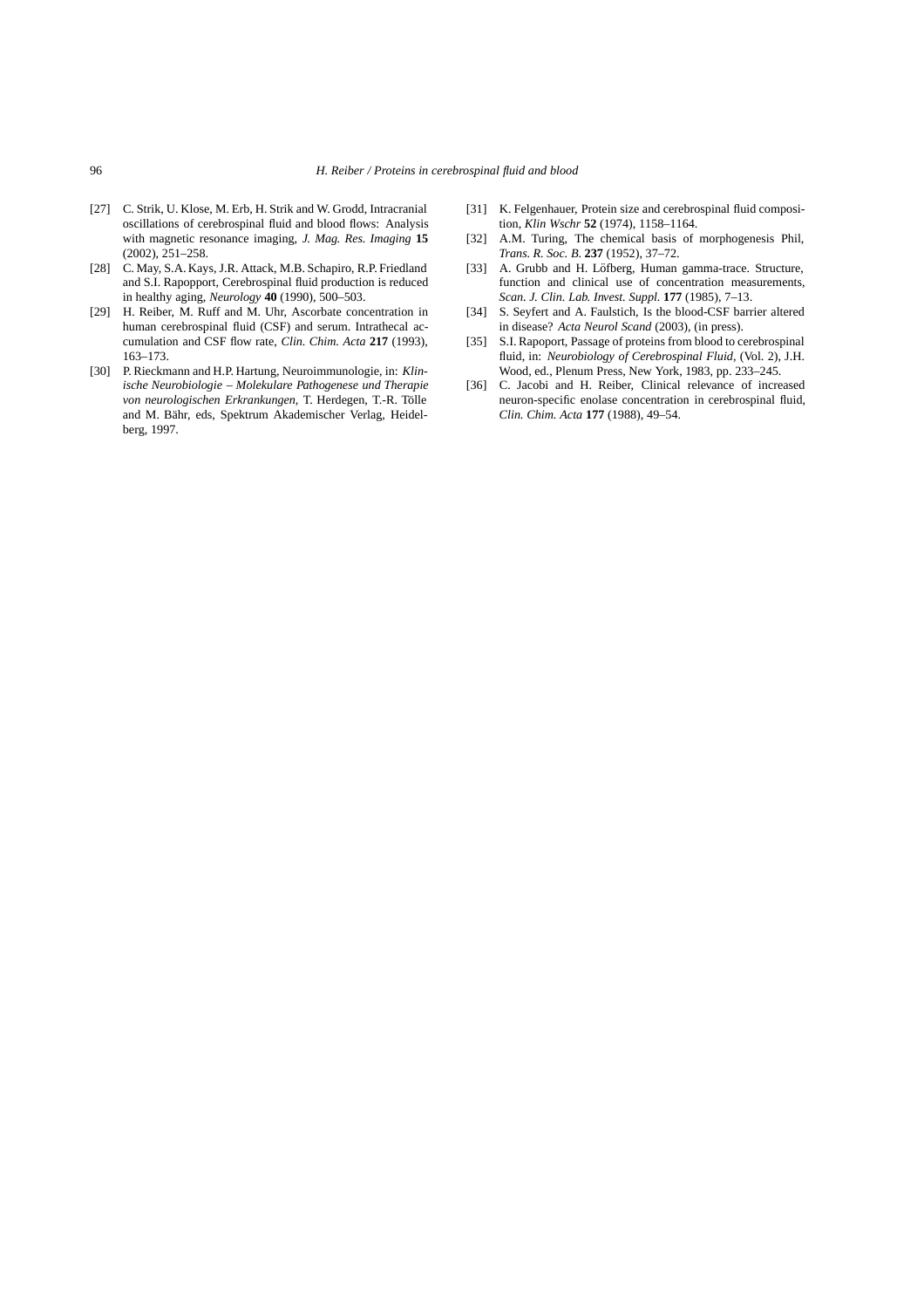[27] C. Strik, U. Klose, M. Erb, H. Strik and W. Grodd, Intracranial oscillations of cerebrospinal fluid and blood flows: Analysis with magnetic resonance imaging, *J. Mag. Res. Imaging* **15** (2002), 251–258.

[28] C. May, S.A. Kays, J.R. Attack, M.B. Schapiro, R.P. Friedland and S.I. Rapopport, Cerebrospinal fluid production is reduced in healthy aging, *Neurology* **40** (1990), 500–503.

[29] H. Reiber, M. Ruff and M. Uhr, Ascorbate concentration in human cerebrospinal fluid (CSF) and serum. Intrathecal accumulation and CSF flow rate, *Clin. Chim. Acta* **217** (1993), 163–173.

[30] P. Rieckmann and H.P. Hartung, Neuroimmunologie, in: *Klinische Neurobiologie – Molekulare Pathogenese und Therapie von neurologischen Erkrankungen*, T. Herdegen, T.-R. Tölle and M. Bähr, eds, Spektrum Akademischer Verlag, Heidelberg, 1997.

[31] K. Felgenhauer, Protein size and cerebrospinal fluid composition, *Klin Wschr* **52** (1974), 1158–1164.

[32] A.M. Turing, The chemical basis of morphogenesis Phil, *Trans. R. Soc. B.* **237** (1952), 37–72.

[33] A. Grubb and H. Löfberg, Human gamma-trace. Structure, function and clinical use of concentration measurements, *Scan. J. Clin. Lab. Invest. Suppl.* **177** (1985), 7–13.

[34] S. Seyfert and A. Faulstich, Is the blood-CSF barrier altered in disease? *Acta Neurol Scand* (2003), (in press).

[35] S.I. Rapoport, Passage of proteins from blood to cerebrospinal fluid, in: *Neurobiology of Cerebrospinal Fluid*, (Vol. 2), J.H. Wood, ed., Plenum Press, New York, 1983, pp. 233–245.

[36] C. Jacobi and H. Reiber, Clinical relevance of increased neuron-specific enolase concentration in cerebrospinal fluid, *Clin. Chim. Acta* **177** (1988), 49–54.